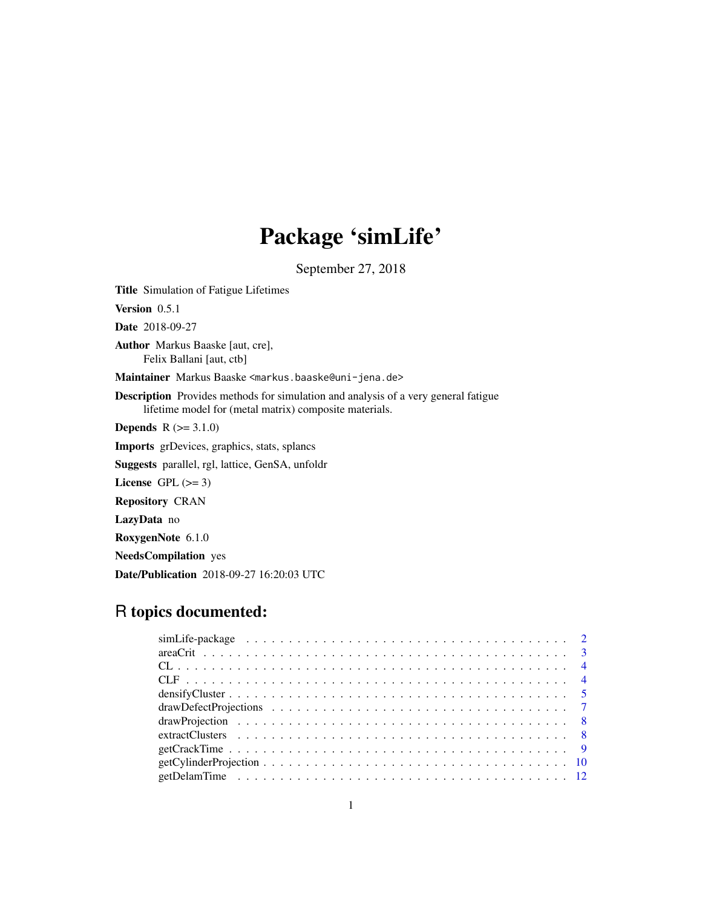# Package 'simLife'

September 27, 2018

**Title** Simulation of Fatigue Lifetimes

**Version** 0.5.1

**Date** 2018-09-27

**Author** Markus Baaske [aut, cre],
Felix Ballani [aut, ctb]

**Maintainer** Markus Baaske <markus.baaske@uni-jena.de>

**Description** Provides methods for simulation and analysis of a very general fatigue lifetime model for (metal matrix) composite materials.

**Depends** R (>= 3.1.0)

**Imports** grDevices, graphics, stats, splancs

**Suggests** parallel, rgl, lattice, GenSA, unfoldr

**License** GPL (>= 3)

**Repository** CRAN

**LazyData** no

**RoxygenNote** 6.1.0

**NeedsCompilation** yes

**Date/Publication** 2018-09-27 16:20:03 UTC

## R topics documented:

- simLife-package . . . . . . . . . . . . . . . . . . . . . . . . . . . . . . . . . . . . 2
- areaCrit . . . . . . . . . . . . . . . . . . . . . . . . . . . . . . . . . . . . . . . . . 3
- CL . . . . . . . . . . . . . . . . . . . . . . . . . . . . . . . . . . . . . . . . . . . . 4
- CLF . . . . . . . . . . . . . . . . . . . . . . . . . . . . . . . . . . . . . . . . . . . 4
- densifyCluster . . . . . . . . . . . . . . . . . . . . . . . . . . . . . . . . . . . . . 5
- drawDefectProjections . . . . . . . . . . . . . . . . . . . . . . . . . . . . . . . . . 7
- drawProjection . . . . . . . . . . . . . . . . . . . . . . . . . . . . . . . . . . . . . 8
- extractClusters . . . . . . . . . . . . . . . . . . . . . . . . . . . . . . . . . . . . . 8
- getCrackTime . . . . . . . . . . . . . . . . . . . . . . . . . . . . . . . . . . . . . . 9
- getCylinderProjection . . . . . . . . . . . . . . . . . . . . . . . . . . . . . . . . . 10
- getDelamTime . . . . . . . . . . . . . . . . . . . . . . . . . . . . . . . . . . . . . 12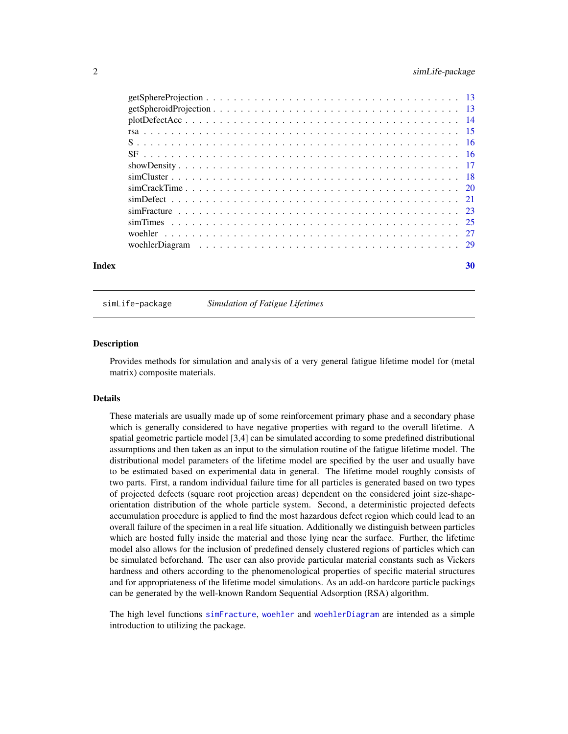getSphereProjection . . . . . . . . . . . . . . . . . . . . . . . . . . . . . . . . . . . 13
getSpheroidProjection . . . . . . . . . . . . . . . . . . . . . . . . . . . . . . . . . . 13
plotDefectAcc . . . . . . . . . . . . . . . . . . . . . . . . . . . . . . . . . . . . . . 14
rsa . . . . . . . . . . . . . . . . . . . . . . . . . . . . . . . . . . . . . . . . . . . . 15
S . . . . . . . . . . . . . . . . . . . . . . . . . . . . . . . . . . . . . . . . . . . . . 16
SF . . . . . . . . . . . . . . . . . . . . . . . . . . . . . . . . . . . . . . . . . . . . 16
showDensity . . . . . . . . . . . . . . . . . . . . . . . . . . . . . . . . . . . . . . . 17
simCluster . . . . . . . . . . . . . . . . . . . . . . . . . . . . . . . . . . . . . . . . 18
simCrackTime . . . . . . . . . . . . . . . . . . . . . . . . . . . . . . . . . . . . . . . 20
simDefect . . . . . . . . . . . . . . . . . . . . . . . . . . . . . . . . . . . . . . . . 21
simFracture . . . . . . . . . . . . . . . . . . . . . . . . . . . . . . . . . . . . . . . 23
simTimes . . . . . . . . . . . . . . . . . . . . . . . . . . . . . . . . . . . . . . . . . 25
woehler . . . . . . . . . . . . . . . . . . . . . . . . . . . . . . . . . . . . . . . . . 27
woehlerDiagram . . . . . . . . . . . . . . . . . . . . . . . . . . . . . . . . . . . . . 29

**Index** **30**

---

simLife-package *Simulation of Fatigue Lifetimes*

---

## Description

Provides methods for simulation and analysis of a very general fatigue lifetime model for (metal matrix) composite materials.

## Details

These materials are usually made up of some reinforcement primary phase and a secondary phase which is generally considered to have negative properties with regard to the overall lifetime. A spatial geometric particle model [3,4] can be simulated according to some predefined distributional assumptions and then taken as an input to the simulation routine of the fatigue lifetime model. The distributional model parameters of the lifetime model are specified by the user and usually have to be estimated based on experimental data in general. The lifetime model roughly consists of two parts. First, a random individual failure time for all particles is generated based on two types of projected defects (square root projection areas) dependent on the considered joint size-shape-orientation distribution of the whole particle system. Second, a deterministic projected defects accumulation procedure is applied to find the most hazardous defect region which could lead to an overall failure of the specimen in a real life situation. Additionally we distinguish between particles which are hosted fully inside the material and those lying near the surface. Further, the lifetime model also allows for the inclusion of predefined densely clustered regions of particles which can be simulated beforehand. The user can also provide particular material constants such as Vickers hardness and others according to the phenomenological properties of specific material structures and for appropriateness of the lifetime model simulations. As an add-on hardcore particle packings can be generated by the well-known Random Sequential Adsorption (RSA) algorithm.

The high level functions `simFracture`, `woehler` and `woehlerDiagram` are intended as a simple introduction to utilizing the package.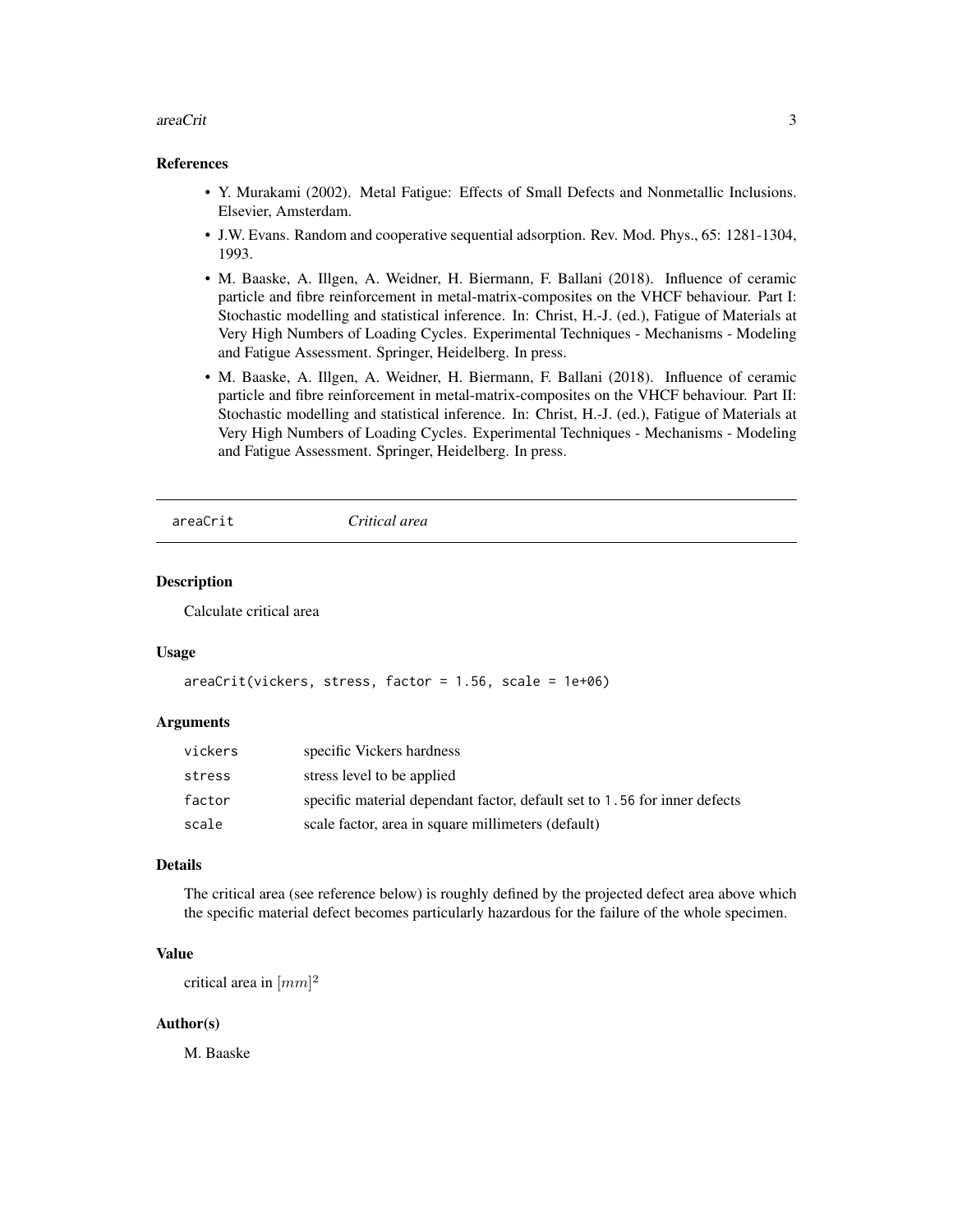### References

- Y. Murakami (2002). Metal Fatigue: Effects of Small Defects and Nonmetallic Inclusions. Elsevier, Amsterdam.
- J.W. Evans. Random and cooperative sequential adsorption. Rev. Mod. Phys., 65: 1281-1304, 1993.
- M. Baaske, A. Illgen, A. Weidner, H. Biermann, F. Ballani (2018). Influence of ceramic particle and fibre reinforcement in metal-matrix-composites on the VHCF behaviour. Part I: Stochastic modelling and statistical inference. In: Christ, H.-J. (ed.), Fatigue of Materials at Very High Numbers of Loading Cycles. Experimental Techniques - Mechanisms - Modeling and Fatigue Assessment. Springer, Heidelberg. In press.
- M. Baaske, A. Illgen, A. Weidner, H. Biermann, F. Ballani (2018). Influence of ceramic particle and fibre reinforcement in metal-matrix-composites on the VHCF behaviour. Part II: Stochastic modelling and statistical inference. In: Christ, H.-J. (ed.), Fatigue of Materials at Very High Numbers of Loading Cycles. Experimental Techniques - Mechanisms - Modeling and Fatigue Assessment. Springer, Heidelberg. In press.

---

## areaCrit — *Critical area*

### Description

Calculate critical area

### Usage

```
areaCrit(vickers, stress, factor = 1.56, scale = 1e+06)
```

### Arguments

| | |
|---|---|
| vickers | specific Vickers hardness |
| stress | stress level to be applied |
| factor | specific material dependant factor, default set to 1.56 for inner defects |
| scale | scale factor, area in square millimeters (default) |

### Details

The critical area (see reference below) is roughly defined by the projected defect area above which the specific material defect becomes particularly hazardous for the failure of the whole specimen.

### Value

critical area in $[mm]^2$

### Author(s)

M. Baaske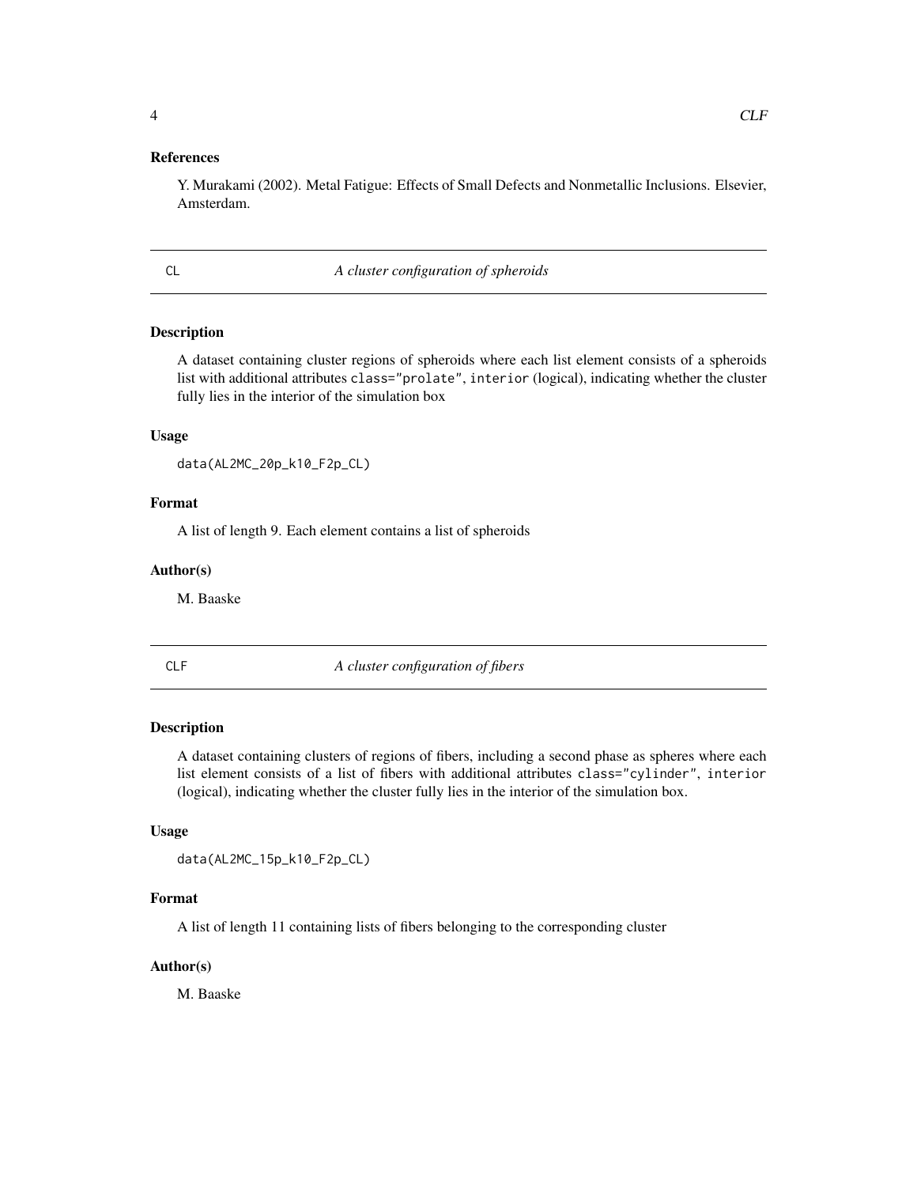### References

Y. Murakami (2002). Metal Fatigue: Effects of Small Defects and Nonmetallic Inclusions. Elsevier, Amsterdam.

## CL — *A cluster configuration of spheroids*

### Description

A dataset containing cluster regions of spheroids where each list element consists of a spheroids list with additional attributes `class="prolate"`, `interior` (logical), indicating whether the cluster fully lies in the interior of the simulation box

### Usage

```
data(AL2MC_20p_k10_F2p_CL)
```

### Format

A list of length 9. Each element contains a list of spheroids

### Author(s)

M. Baaske

## CLF — *A cluster configuration of fibers*

### Description

A dataset containing clusters of regions of fibers, including a second phase as spheres where each list element consists of a list of fibers with additional attributes `class="cylinder"`, `interior` (logical), indicating whether the cluster fully lies in the interior of the simulation box.

### Usage

```
data(AL2MC_15p_k10_F2p_CL)
```

### Format

A list of length 11 containing lists of fibers belonging to the corresponding cluster

### Author(s)

M. Baaske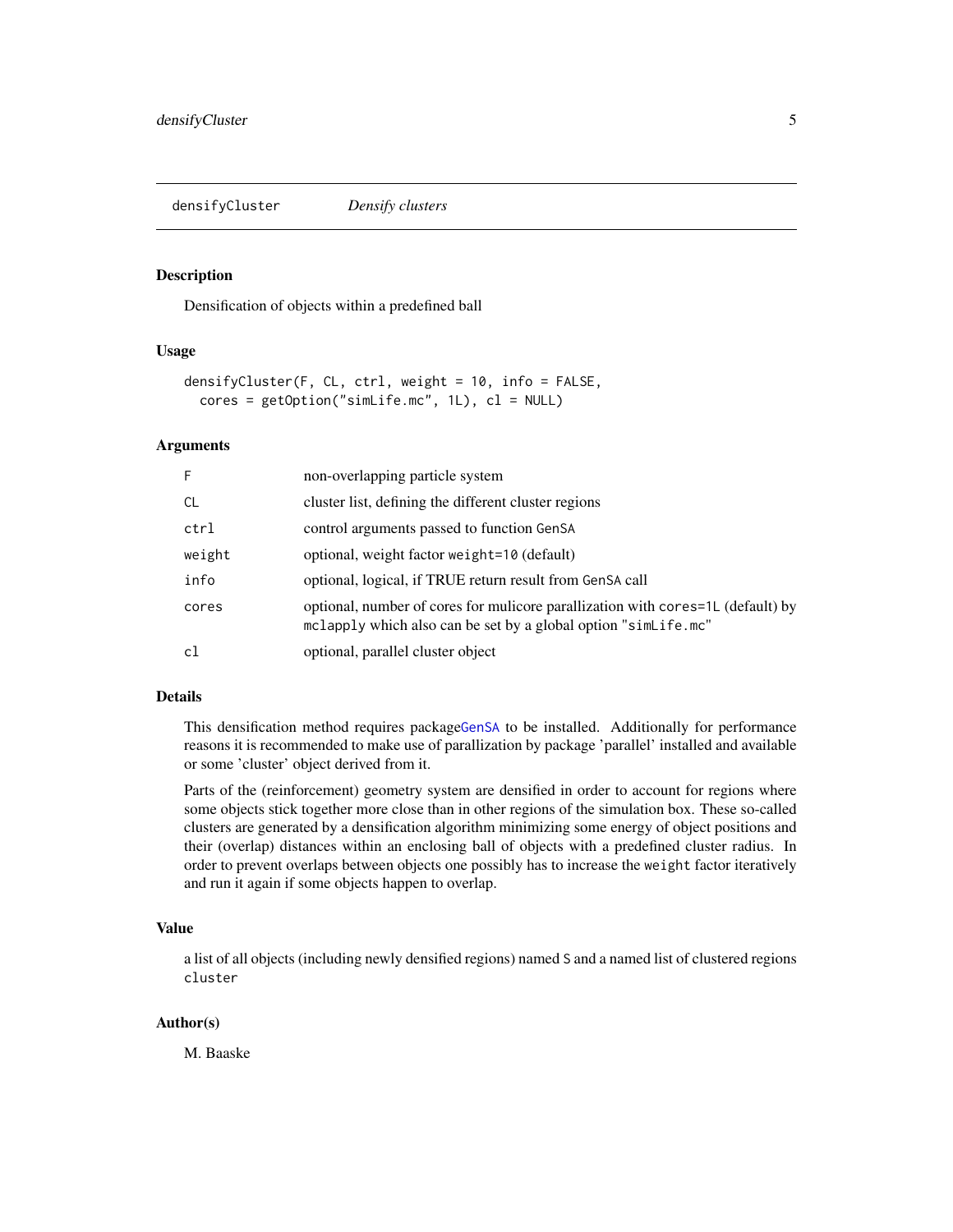`densifyCluster` *Densify clusters*

## Description

Densification of objects within a predefined ball

## Usage

```
densifyCluster(F, CL, ctrl, weight = 10, info = FALSE,
  cores = getOption("simLife.mc", 1L), cl = NULL)
```

## Arguments

| | |
|---|---|
| `F` | non-overlapping particle system |
| `CL` | cluster list, defining the different cluster regions |
| `ctrl` | control arguments passed to function `GenSA` |
| `weight` | optional, weight factor `weight=10` (default) |
| `info` | optional, logical, if TRUE return result from `GenSA` call |
| `cores` | optional, number of cores for mulicore parallization with `cores=1L` (default) by `mclapply` which also can be set by a global option `"simLife.mc"` |
| `cl` | optional, parallel cluster object |

## Details

This densification method requires package`GenSA` to be installed. Additionally for performance reasons it is recommended to make use of parallization by package 'parallel' installed and available or some 'cluster' object derived from it.

Parts of the (reinforcement) geometry system are densified in order to account for regions where some objects stick together more close than in other regions of the simulation box. These so-called clusters are generated by a densification algorithm minimizing some energy of object positions and their (overlap) distances within an enclosing ball of objects with a predefined cluster radius. In order to prevent overlaps between objects one possibly has to increase the `weight` factor iteratively and run it again if some objects happen to overlap.

## Value

a list of all objects (including newly densified regions) named `S` and a named list of clustered regions `cluster`

## Author(s)

M. Baaske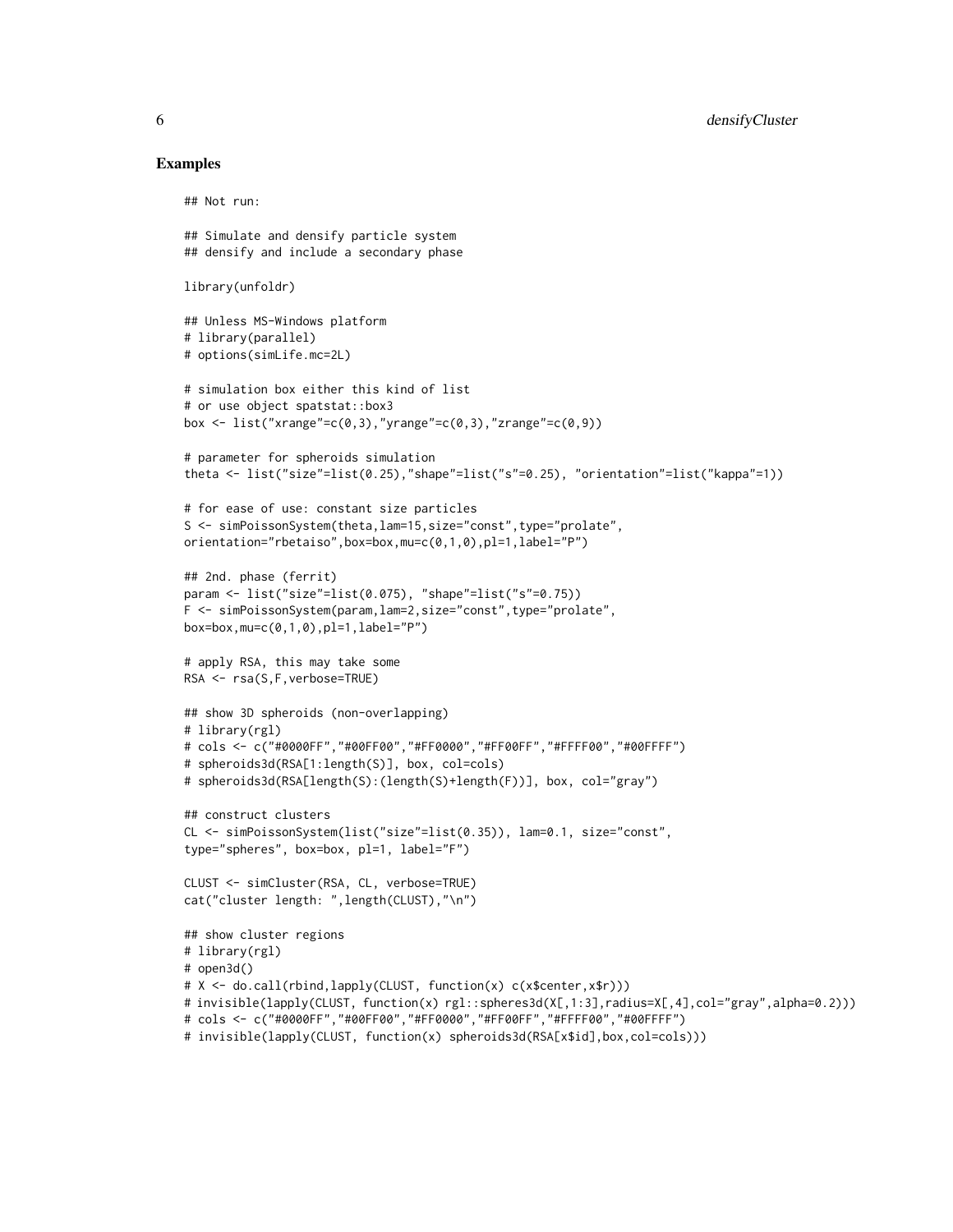### Examples

```
## Not run:

## Simulate and densify particle system
## densify and include a secondary phase

library(unfoldr)

## Unless MS-Windows platform
# library(parallel)
# options(simLife.mc=2L)

# simulation box either this kind of list
# or use object spatstat::box3
box <- list("xrange"=c(0,3),"yrange"=c(0,3),"zrange"=c(0,9))

# parameter for spheroids simulation
theta <- list("size"=list(0.25),"shape"=list("s"=0.25), "orientation"=list("kappa"=1))

# for ease of use: constant size particles
S <- simPoissonSystem(theta,lam=15,size="const",type="prolate",
orientation="rbetaiso",box=box,mu=c(0,1,0),pl=1,label="P")

## 2nd. phase (ferrit)
param <- list("size"=list(0.075), "shape"=list("s"=0.75))
F <- simPoissonSystem(param,lam=2,size="const",type="prolate",
box=box,mu=c(0,1,0),pl=1,label="P")

# apply RSA, this may take some
RSA <- rsa(S,F,verbose=TRUE)

## show 3D spheroids (non-overlapping)
# library(rgl)
# cols <- c("#0000FF","#00FF00","#FF0000","#FF00FF","#FFFF00","#00FFFF")
# spheroids3d(RSA[1:length(S)], box, col=cols)
# spheroids3d(RSA[length(S):(length(S)+length(F))], box, col="gray")

## construct clusters
CL <- simPoissonSystem(list("size"=list(0.35)), lam=0.1, size="const",
type="spheres", box=box, pl=1, label="F")

CLUST <- simCluster(RSA, CL, verbose=TRUE)
cat("cluster length: ",length(CLUST),"\n")

## show cluster regions
# library(rgl)
# open3d()
# X <- do.call(rbind,lapply(CLUST, function(x) c(x$center,x$r)))
# invisible(lapply(CLUST, function(x) rgl::spheres3d(X[,1:3],radius=X[,4],col="gray",alpha=0.2)))
# cols <- c("#0000FF","#00FF00","#FF0000","#FF00FF","#FFFF00","#00FFFF")
# invisible(lapply(CLUST, function(x) spheroids3d(RSA[x$id],box,col=cols)))
```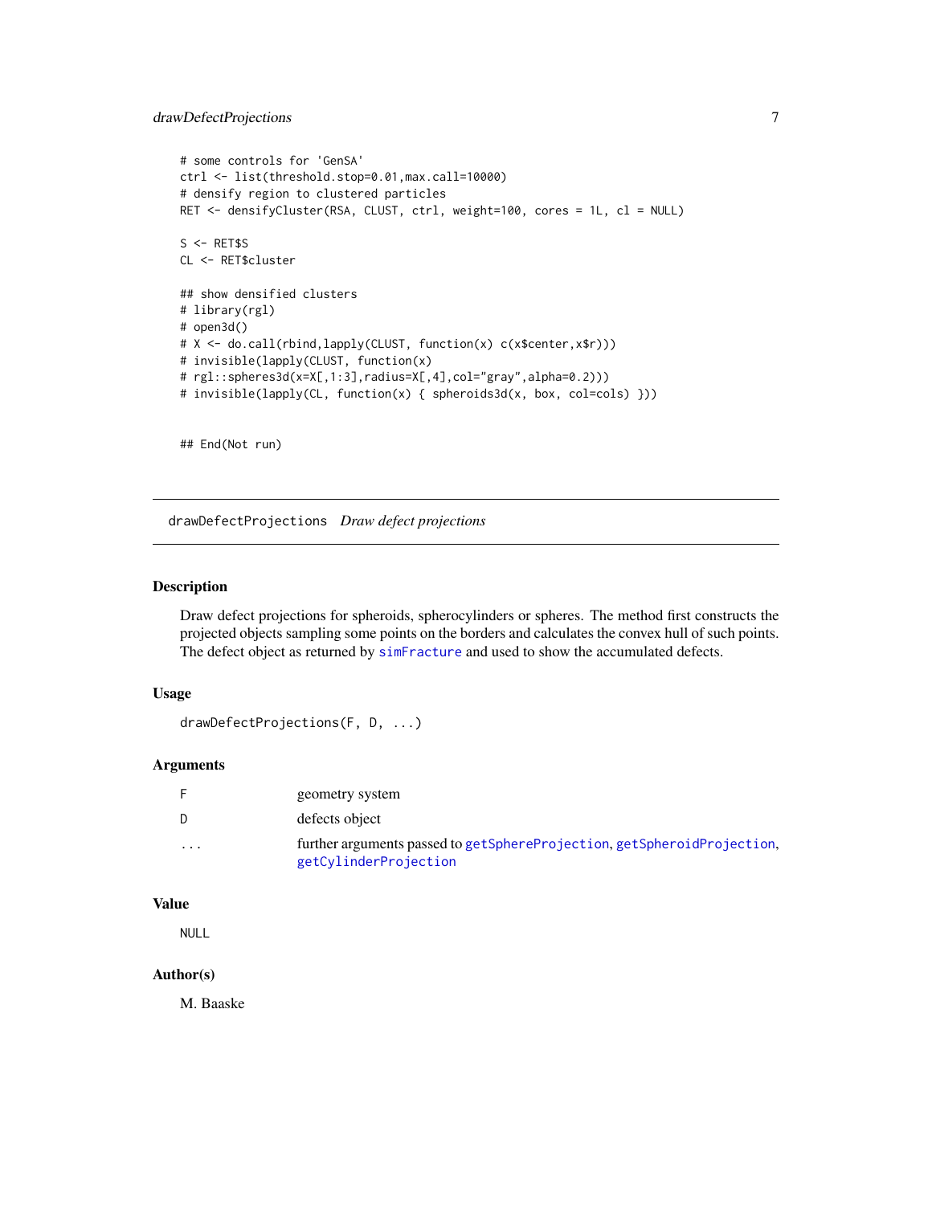```
# some controls for 'GenSA'
ctrl <- list(threshold.stop=0.01,max.call=10000)
# densify region to clustered particles
RET <- densifyCluster(RSA, CLUST, ctrl, weight=100, cores = 1L, cl = NULL)

S <- RET$S
CL <- RET$cluster

## show densified clusters
# library(rgl)
# open3d()
# X <- do.call(rbind,lapply(CLUST, function(x) c(x$center,x$r)))
# invisible(lapply(CLUST, function(x)
# rgl::spheres3d(x=X[,1:3],radius=X[,4],col="gray",alpha=0.2)))
# invisible(lapply(CL, function(x) { spheroids3d(x, box, col=cols) }))


## End(Not run)
```

---

## drawDefectProjections *Draw defect projections*

### Description

Draw defect projections for spheroids, spherocylinders or spheres. The method first constructs the projected objects sampling some points on the borders and calculates the convex hull of such points. The defect object as returned by simFracture and used to show the accumulated defects.

### Usage

```
drawDefectProjections(F, D, ...)
```

### Arguments

| | |
|---|---|
| F | geometry system |
| D | defects object |
| ... | further arguments passed to getSphereProjection, getSpheroidProjection, getCylinderProjection |

### Value

NULL

### Author(s)

M. Baaske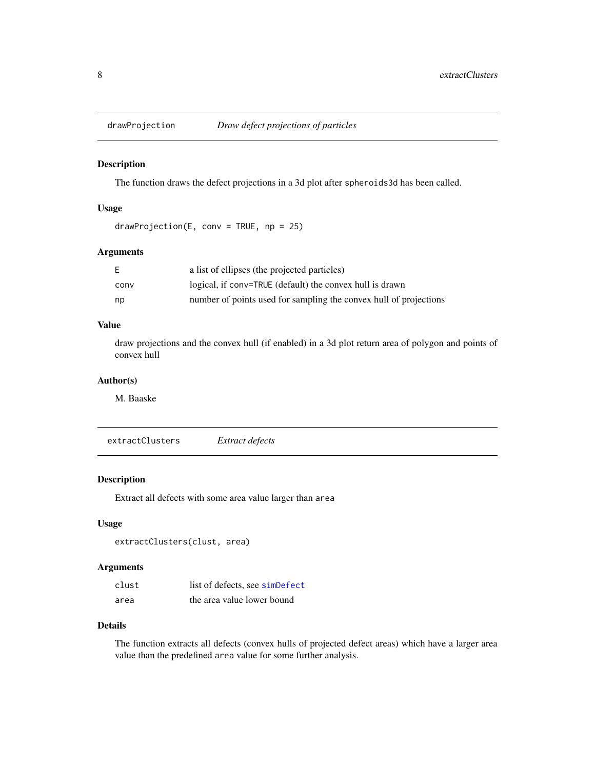## drawProjection *Draw defect projections of particles*

### Description

The function draws the defect projections in a 3d plot after `spheroids3d` has been called.

### Usage

```
drawProjection(E, conv = TRUE, np = 25)
```

### Arguments

| | |
|---|---|
| `E` | a list of ellipses (the projected particles) |
| `conv` | logical, if `conv=TRUE` (default) the convex hull is drawn |
| `np` | number of points used for sampling the convex hull of projections |

### Value

draw projections and the convex hull (if enabled) in a 3d plot return area of polygon and points of convex hull

### Author(s)

M. Baaske

## extractClusters *Extract defects*

### Description

Extract all defects with some area value larger than `area`

### Usage

```
extractClusters(clust, area)
```

### Arguments

| | |
|---|---|
| `clust` | list of defects, see `simDefect` |
| `area` | the area value lower bound |

### Details

The function extracts all defects (convex hulls of projected defect areas) which have a larger area value than the predefined `area` value for some further analysis.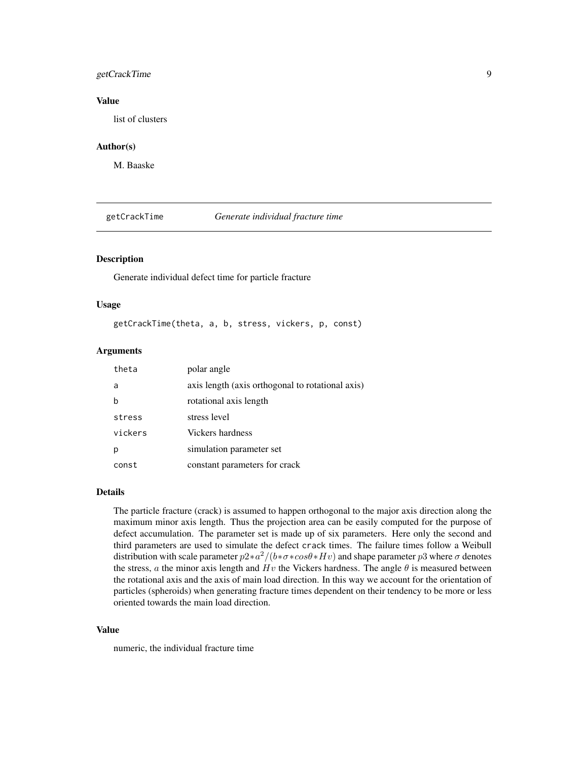### Value

list of clusters

### Author(s)

M. Baaske

---

## getCrackTime — *Generate individual fracture time*

### Description

Generate individual defect time for particle fracture

### Usage

```
getCrackTime(theta, a, b, stress, vickers, p, const)
```

### Arguments

| | |
|---|---|
| theta | polar angle |
| a | axis length (axis orthogonal to rotational axis) |
| b | rotational axis length |
| stress | stress level |
| vickers | Vickers hardness |
| p | simulation parameter set |
| const | constant parameters for crack |

### Details

The particle fracture (crack) is assumed to happen orthogonal to the major axis direction along the maximum minor axis length. Thus the projection area can be easily computed for the purpose of defect accumulation. The parameter set is made up of six parameters. Here only the second and third parameters are used to simulate the defect `crack` times. The failure times follow a Weibull distribution with scale parameter $p2*a^2/(b*\sigma*cos\theta*Hv)$ and shape parameter $p3$ where $\sigma$ denotes the stress, $a$ the minor axis length and $Hv$ the Vickers hardness. The angle $\theta$ is measured between the rotational axis and the axis of main load direction. In this way we account for the orientation of particles (spheroids) when generating fracture times dependent on their tendency to be more or less oriented towards the main load direction.

### Value

numeric, the individual fracture time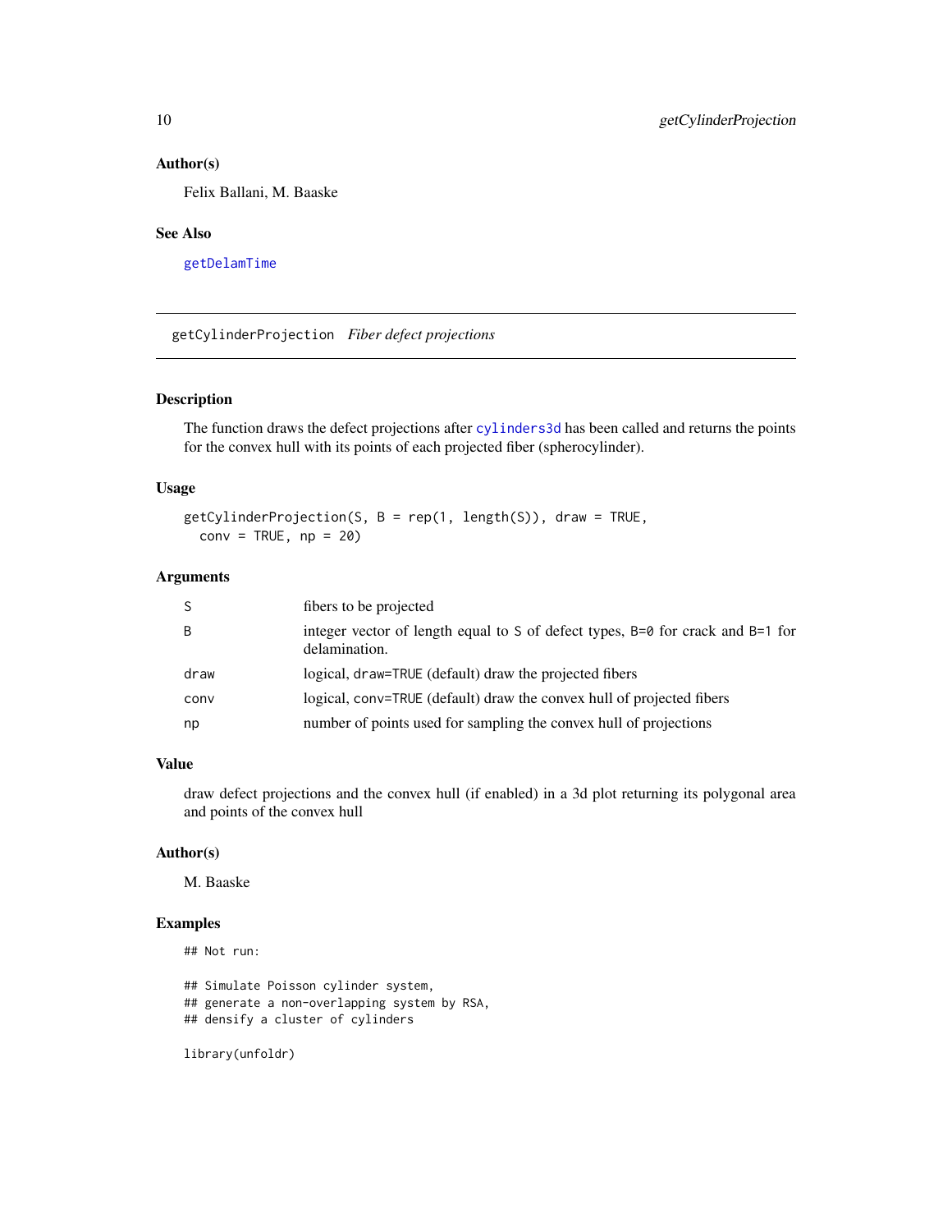### Author(s)

Felix Ballani, M. Baaske

### See Also

getDelamTime

---

## getCylinderProjection *Fiber defect projections*

---

### Description

The function draws the defect projections after cylinders3d has been called and returns the points for the convex hull with its points of each projected fiber (spherocylinder).

### Usage

```
getCylinderProjection(S, B = rep(1, length(S)), draw = TRUE,
  conv = TRUE, np = 20)
```

### Arguments

| | |
|---|---|
| S | fibers to be projected |
| B | integer vector of length equal to S of defect types, B=0 for crack and B=1 for delamination. |
| draw | logical, draw=TRUE (default) draw the projected fibers |
| conv | logical, conv=TRUE (default) draw the convex hull of projected fibers |
| np | number of points used for sampling the convex hull of projections |

### Value

draw defect projections and the convex hull (if enabled) in a 3d plot returning its polygonal area and points of the convex hull

### Author(s)

M. Baaske

### Examples

```
## Not run:

## Simulate Poisson cylinder system,
## generate a non-overlapping system by RSA,
## densify a cluster of cylinders

library(unfoldr)
```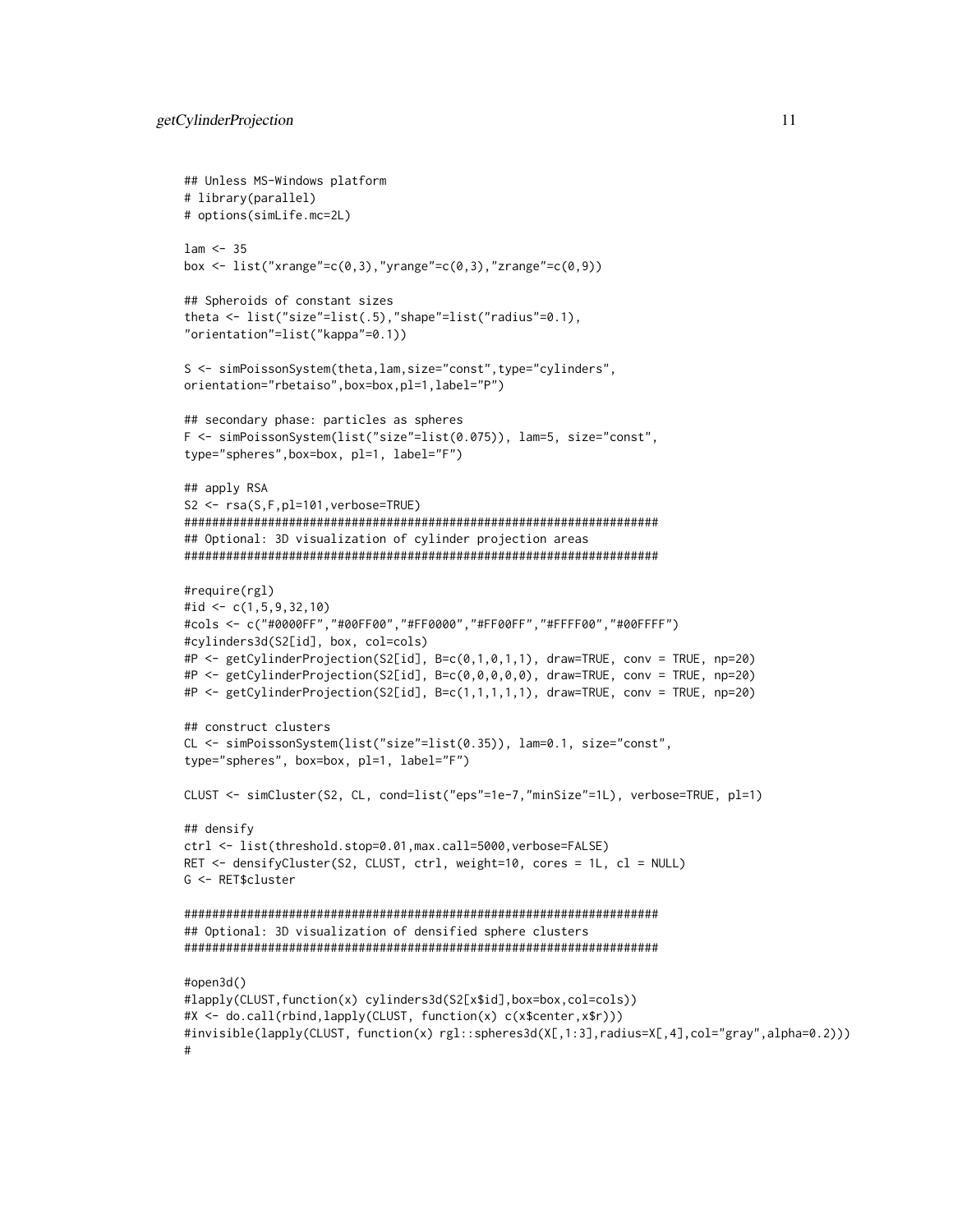```
## Unless MS-Windows platform
# library(parallel)
# options(simLife.mc=2L)

lam <- 35
box <- list("xrange"=c(0,3),"yrange"=c(0,3),"zrange"=c(0,9))

## Spheroids of constant sizes
theta <- list("size"=list(.5),"shape"=list("radius"=0.1),
"orientation"=list("kappa"=0.1))

S <- simPoissonSystem(theta,lam,size="const",type="cylinders",
orientation="rbetaiso",box=box,pl=1,label="P")

## secondary phase: particles as spheres
F <- simPoissonSystem(list("size"=list(0.075)), lam=5, size="const",
type="spheres",box=box, pl=1, label="F")

## apply RSA
S2 <- rsa(S,F,pl=101,verbose=TRUE)
###################################################################
## Optional: 3D visualization of cylinder projection areas
###################################################################

#require(rgl)
#id <- c(1,5,9,32,10)
#cols <- c("#0000FF","#00FF00","#FF0000","#FF00FF","#FFFF00","#00FFFF")
#cylinders3d(S2[id], box, col=cols)
#P <- getCylinderProjection(S2[id], B=c(0,1,0,1,1), draw=TRUE, conv = TRUE, np=20)
#P <- getCylinderProjection(S2[id], B=c(0,0,0,0,0), draw=TRUE, conv = TRUE, np=20)
#P <- getCylinderProjection(S2[id], B=c(1,1,1,1,1), draw=TRUE, conv = TRUE, np=20)

## construct clusters
CL <- simPoissonSystem(list("size"=list(0.35)), lam=0.1, size="const",
type="spheres", box=box, pl=1, label="F")

CLUST <- simCluster(S2, CL, cond=list("eps"=1e-7,"minSize"=1L), verbose=TRUE, pl=1)

## densify
ctrl <- list(threshold.stop=0.01,max.call=5000,verbose=FALSE)
RET <- densifyCluster(S2, CLUST, ctrl, weight=10, cores = 1L, cl = NULL)
G <- RET$cluster

###################################################################
## Optional: 3D visualization of densified sphere clusters
###################################################################

#open3d()
#lapply(CLUST,function(x) cylinders3d(S2[x$id],box=box,col=cols))
#X <- do.call(rbind,lapply(CLUST, function(x) c(x$center,x$r)))
#invisible(lapply(CLUST, function(x) rgl::spheres3d(X[,1:3],radius=X[,4],col="gray",alpha=0.2)))
#
```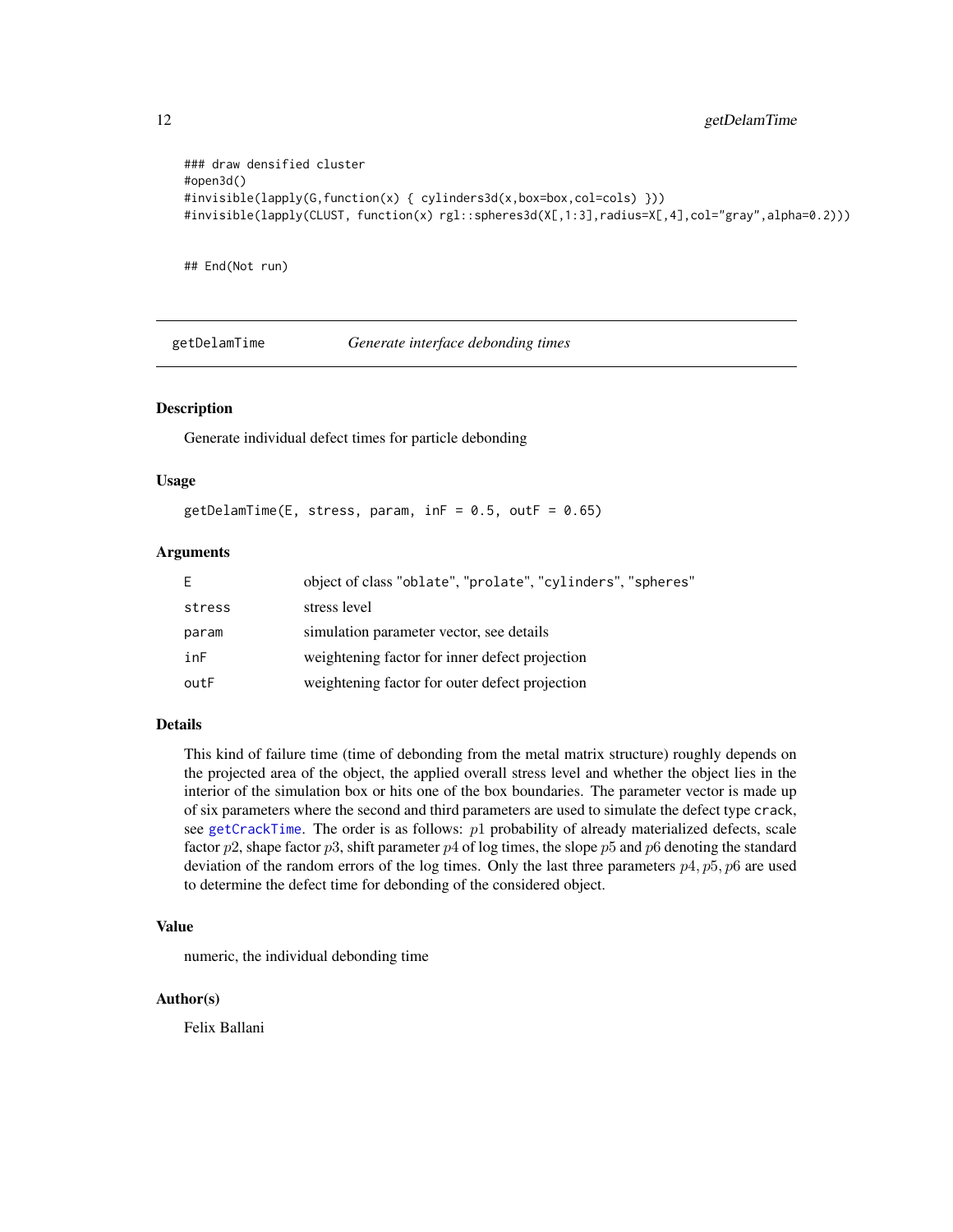```
### draw densified cluster
#open3d()
#invisible(lapply(G,function(x) { cylinders3d(x,box=box,col=cols) }))
#invisible(lapply(CLUST, function(x) rgl::spheres3d(X[,1:3],radius=X[,4],col="gray",alpha=0.2)))


## End(Not run)
```

---

## getDelamTime — *Generate interface debonding times*

---

### Description

Generate individual defect times for particle debonding

### Usage

```
getDelamTime(E, stress, param, inF = 0.5, outF = 0.65)
```

### Arguments

| | |
|---|---|
| E | object of class "oblate", "prolate", "cylinders", "spheres" |
| stress | stress level |
| param | simulation parameter vector, see details |
| inF | weightening factor for inner defect projection |
| outF | weightening factor for outer defect projection |

### Details

This kind of failure time (time of debonding from the metal matrix structure) roughly depends on the projected area of the object, the applied overall stress level and whether the object lies in the interior of the simulation box or hits one of the box boundaries. The parameter vector is made up of six parameters where the second and third parameters are used to simulate the defect type `crack`, see `getCrackTime`. The order is as follows: $p1$ probability of already materialized defects, scale factor $p2$, shape factor $p3$, shift parameter $p4$ of log times, the slope $p5$ and $p6$ denoting the standard deviation of the random errors of the log times. Only the last three parameters $p4, p5, p6$ are used to determine the defect time for debonding of the considered object.

### Value

numeric, the individual debonding time

### Author(s)

Felix Ballani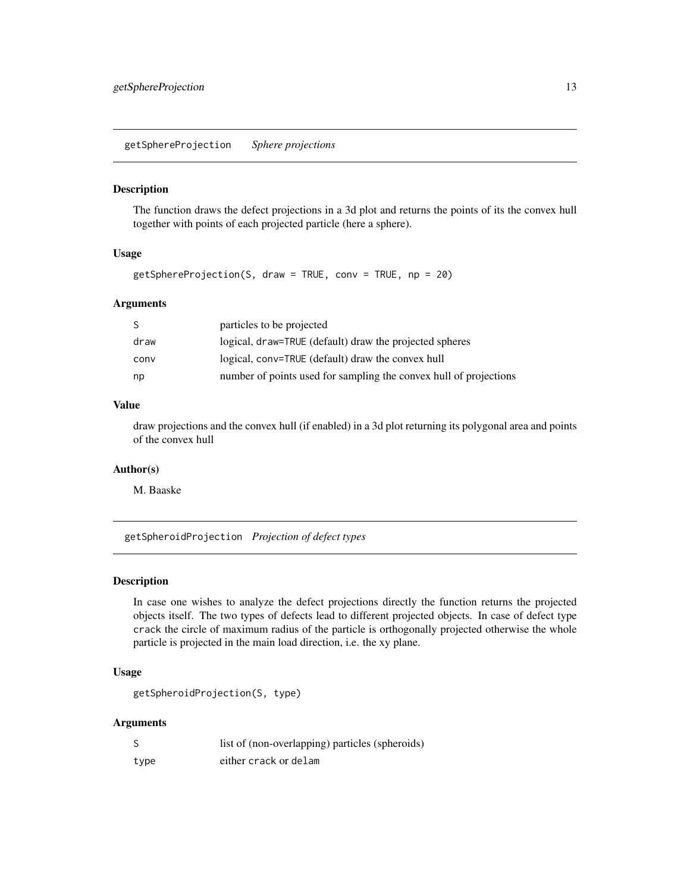## getSphereProjection *Sphere projections*

### Description

The function draws the defect projections in a 3d plot and returns the points of its the convex hull together with points of each projected particle (here a sphere).

### Usage

```
getSphereProjection(S, draw = TRUE, conv = TRUE, np = 20)
```

### Arguments

| | |
|---|---|
| S | particles to be projected |
| draw | logical, draw=TRUE (default) draw the projected spheres |
| conv | logical, conv=TRUE (default) draw the convex hull |
| np | number of points used for sampling the convex hull of projections |

### Value

draw projections and the convex hull (if enabled) in a 3d plot returning its polygonal area and points of the convex hull

### Author(s)

M. Baaske

## getSpheroidProjection *Projection of defect types*

### Description

In case one wishes to analyze the defect projections directly the function returns the projected objects itself. The two types of defects lead to different projected objects. In case of defect type `crack` the circle of maximum radius of the particle is orthogonally projected otherwise the whole particle is projected in the main load direction, i.e. the xy plane.

### Usage

```
getSpheroidProjection(S, type)
```

### Arguments

| | |
|---|---|
| S | list of (non-overlapping) particles (spheroids) |
| type | either `crack` or `delam` |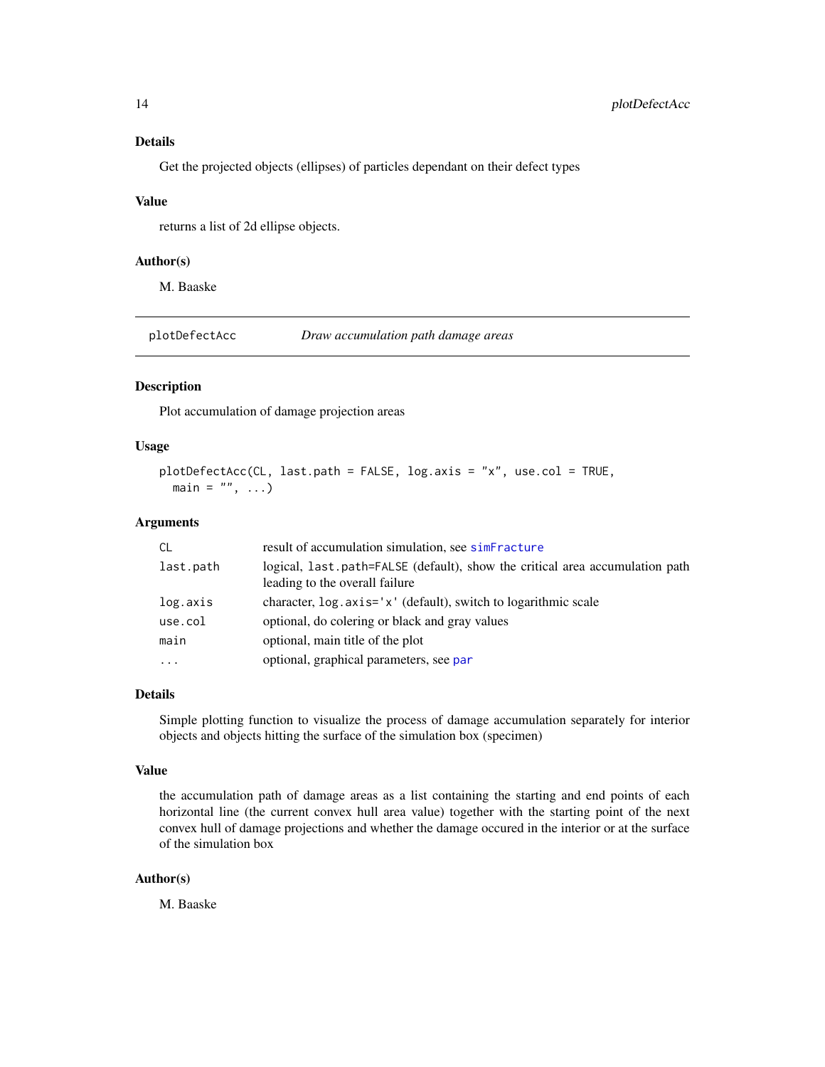### Details

Get the projected objects (ellipses) of particles dependant on their defect types

### Value

returns a list of 2d ellipse objects.

### Author(s)

M. Baaske

---

## plotDefectAcc *Draw accumulation path damage areas*

### Description

Plot accumulation of damage projection areas

### Usage

```
plotDefectAcc(CL, last.path = FALSE, log.axis = "x", use.col = TRUE,
  main = "", ...)
```

### Arguments

| | |
|---|---|
| `CL` | result of accumulation simulation, see `simFracture` |
| `last.path` | logical, `last.path=FALSE` (default), show the critical area accumulation path leading to the overall failure |
| `log.axis` | character, `log.axis='x'` (default), switch to logarithmic scale |
| `use.col` | optional, do colering or black and gray values |
| `main` | optional, main title of the plot |
| `...` | optional, graphical parameters, see `par` |

### Details

Simple plotting function to visualize the process of damage accumulation separately for interior objects and objects hitting the surface of the simulation box (specimen)

### Value

the accumulation path of damage areas as a list containing the starting and end points of each horizontal line (the current convex hull area value) together with the starting point of the next convex hull of damage projections and whether the damage occured in the interior or at the surface of the simulation box

### Author(s)

M. Baaske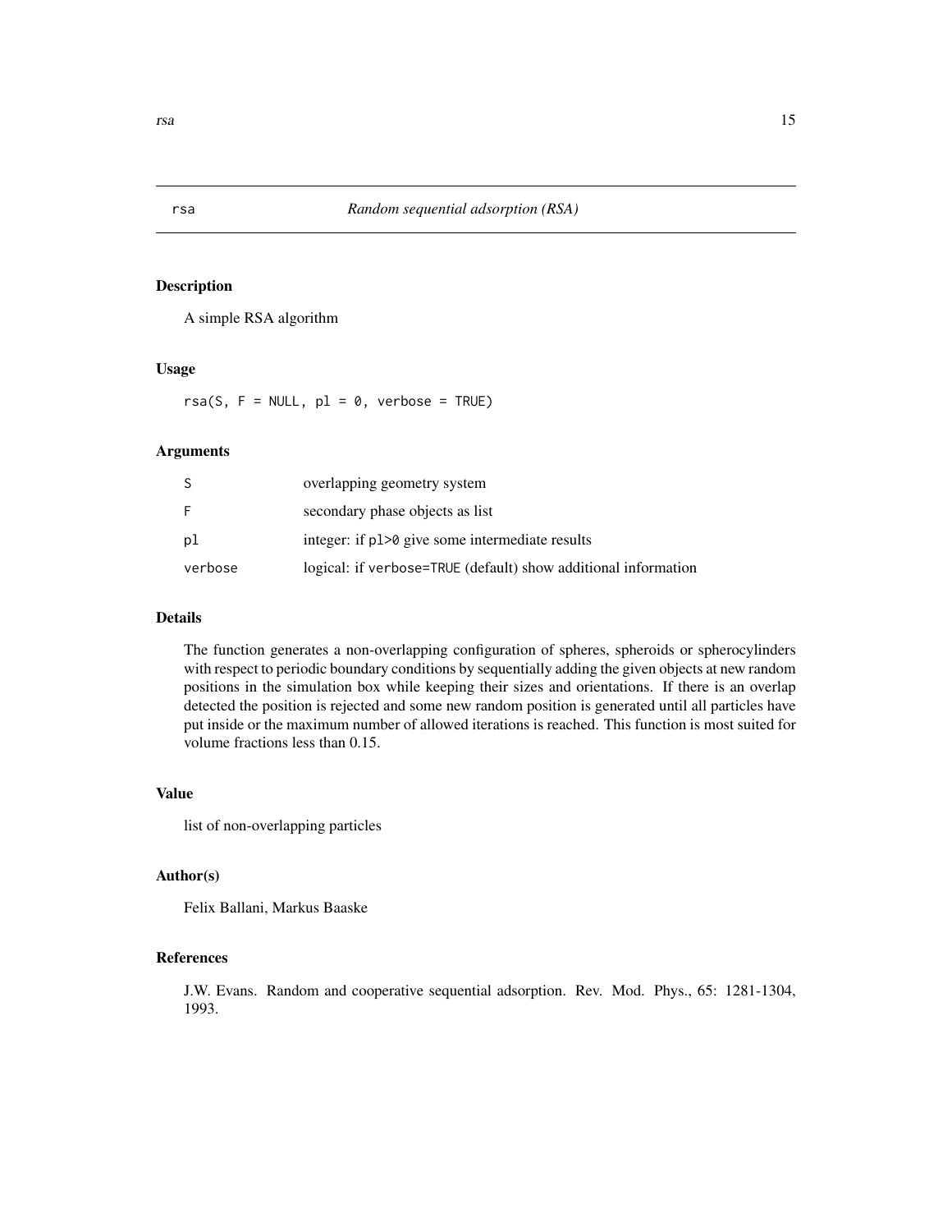## rsa — *Random sequential adsorption (RSA)*

### Description

A simple RSA algorithm

### Usage

```
rsa(S, F = NULL, pl = 0, verbose = TRUE)
```

### Arguments

| | |
|---|---|
| S | overlapping geometry system |
| F | secondary phase objects as list |
| pl | integer: if `pl>0` give some intermediate results |
| verbose | logical: if `verbose=TRUE` (default) show additional information |

### Details

The function generates a non-overlapping configuration of spheres, spheroids or spherocylinders with respect to periodic boundary conditions by sequentially adding the given objects at new random positions in the simulation box while keeping their sizes and orientations. If there is an overlap detected the position is rejected and some new random position is generated until all particles have put inside or the maximum number of allowed iterations is reached. This function is most suited for volume fractions less than 0.15.

### Value

list of non-overlapping particles

### Author(s)

Felix Ballani, Markus Baaske

### References

J.W. Evans. Random and cooperative sequential adsorption. Rev. Mod. Phys., 65: 1281-1304, 1993.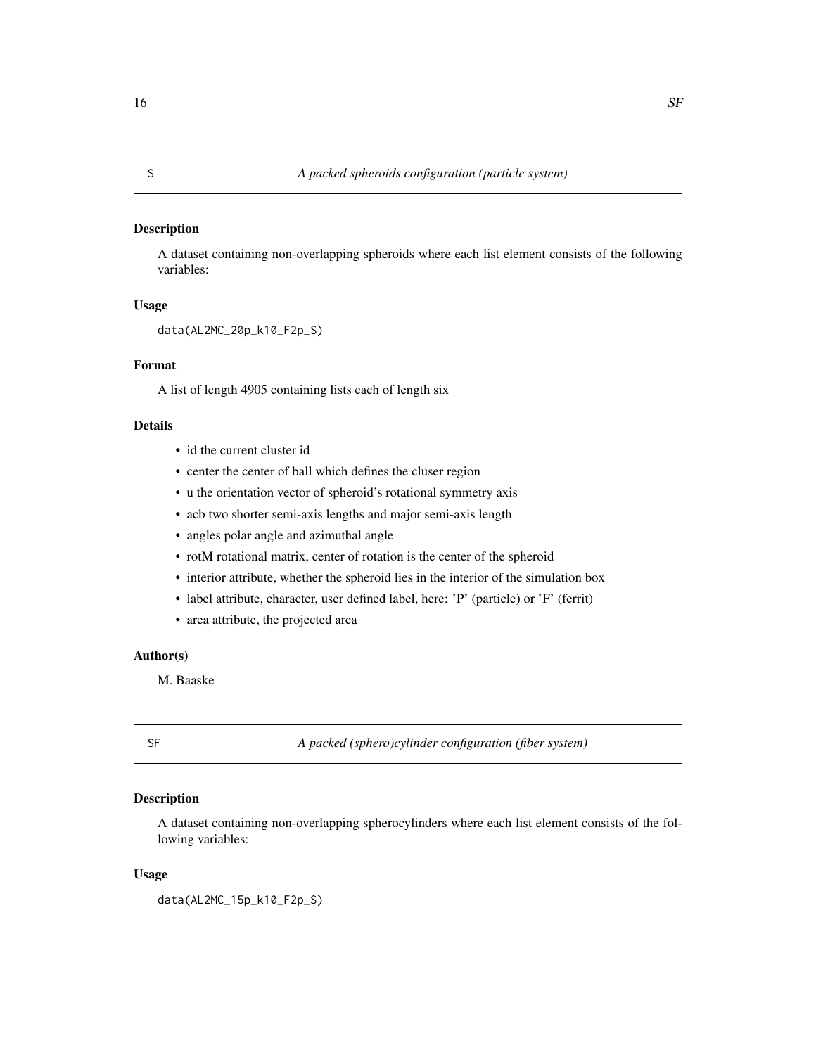## S — *A packed spheroids configuration (particle system)*

### Description

A dataset containing non-overlapping spheroids where each list element consists of the following variables:

### Usage

```
data(AL2MC_20p_k10_F2p_S)
```

### Format

A list of length 4905 containing lists each of length six

### Details

- id the current cluster id
- center the center of ball which defines the cluser region
- u the orientation vector of spheroid's rotational symmetry axis
- acb two shorter semi-axis lengths and major semi-axis length
- angles polar angle and azimuthal angle
- rotM rotational matrix, center of rotation is the center of the spheroid
- interior attribute, whether the spheroid lies in the interior of the simulation box
- label attribute, character, user defined label, here: 'P' (particle) or 'F' (ferrit)
- area attribute, the projected area

### Author(s)

M. Baaske

## SF — *A packed (sphero)cylinder configuration (fiber system)*

### Description

A dataset containing non-overlapping spherocylinders where each list element consists of the following variables:

### Usage

```
data(AL2MC_15p_k10_F2p_S)
```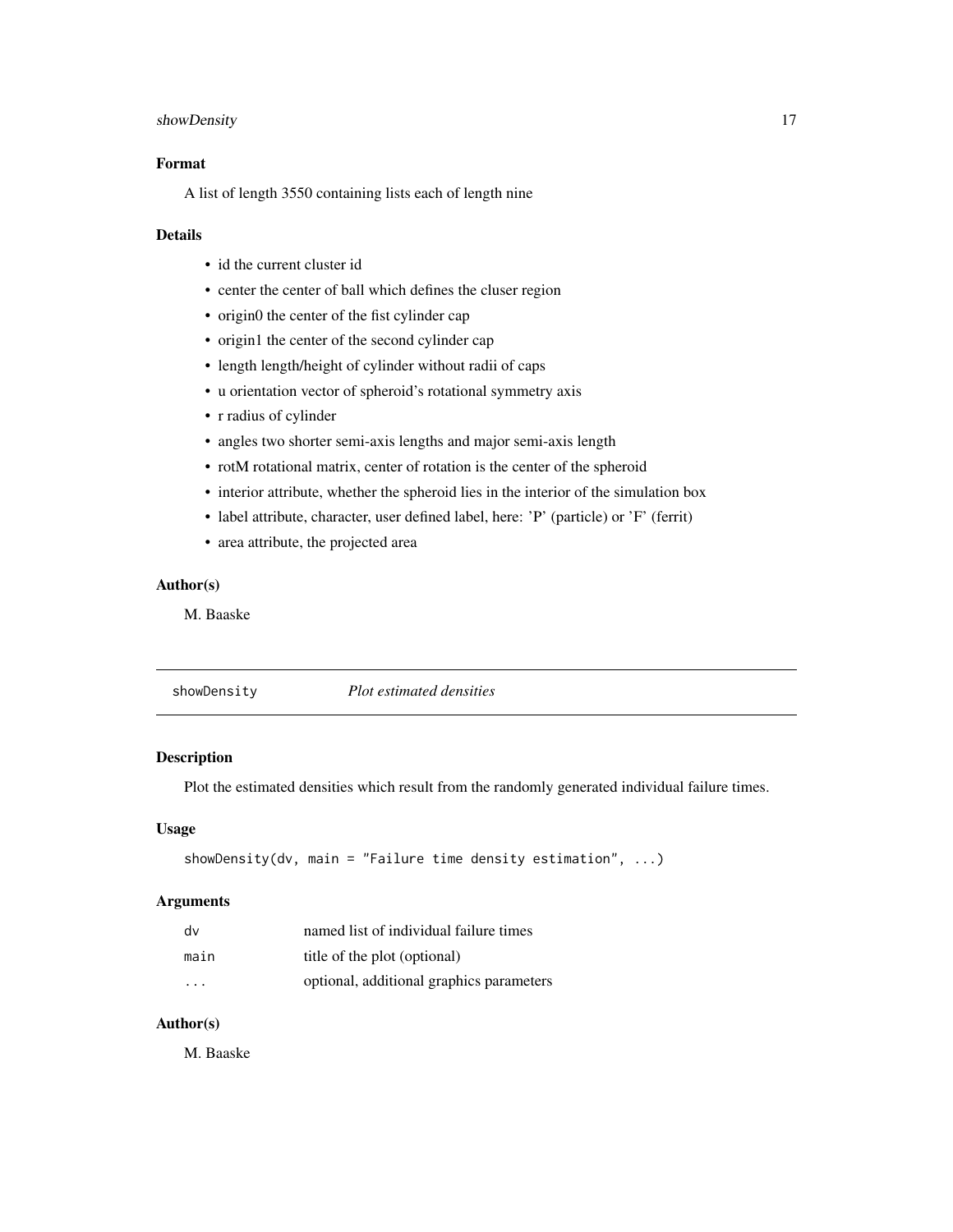### Format

A list of length 3550 containing lists each of length nine

### Details

- id the current cluster id
- center the center of ball which defines the cluser region
- origin0 the center of the fist cylinder cap
- origin1 the center of the second cylinder cap
- length length/height of cylinder without radii of caps
- u orientation vector of spheroid's rotational symmetry axis
- r radius of cylinder
- angles two shorter semi-axis lengths and major semi-axis length
- rotM rotational matrix, center of rotation is the center of the spheroid
- interior attribute, whether the spheroid lies in the interior of the simulation box
- label attribute, character, user defined label, here: 'P' (particle) or 'F' (ferrit)
- area attribute, the projected area

### Author(s)

M. Baaske

---

## showDensity *Plot estimated densities*

---

### Description

Plot the estimated densities which result from the randomly generated individual failure times.

### Usage

```
showDensity(dv, main = "Failure time density estimation", ...)
```

### Arguments

| | |
|---|---|
| dv | named list of individual failure times |
| main | title of the plot (optional) |
| ... | optional, additional graphics parameters |

### Author(s)

M. Baaske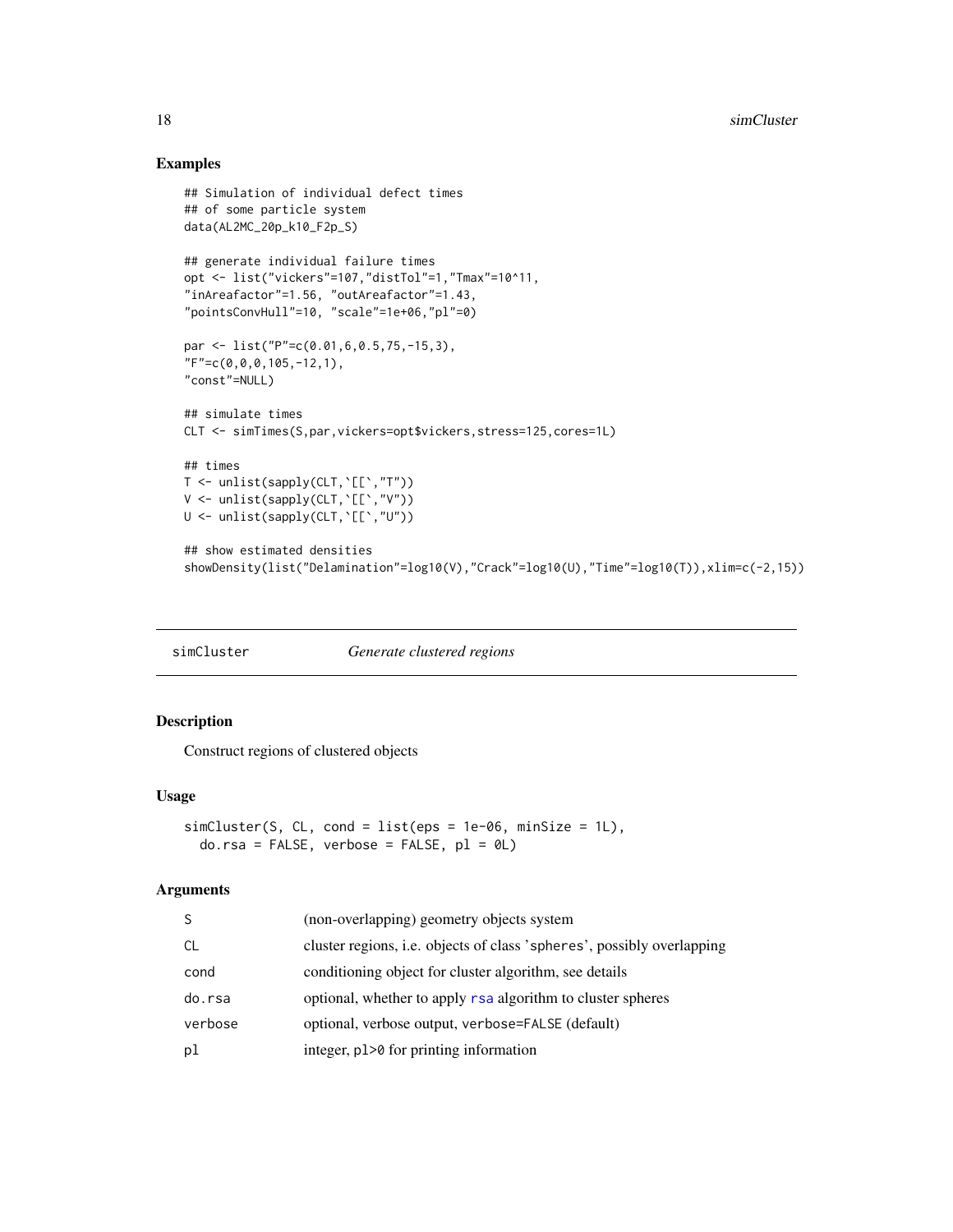## Examples

```
## Simulation of individual defect times
## of some particle system
data(AL2MC_20p_k10_F2p_S)

## generate individual failure times
opt <- list("vickers"=107,"distTol"=1,"Tmax"=10^11,
"inAreafactor"=1.56, "outAreafactor"=1.43,
"pointsConvHull"=10, "scale"=1e+06,"pl"=0)

par <- list("P"=c(0.01,6,0.5,75,-15,3),
"F"=c(0,0,0,105,-12,1),
"const"=NULL)

## simulate times
CLT <- simTimes(S,par,vickers=opt$vickers,stress=125,cores=1L)

## times
T <- unlist(sapply(CLT,`[[`,"T"))
V <- unlist(sapply(CLT,`[[`,"V"))
U <- unlist(sapply(CLT,`[[`,"U"))

## show estimated densities
showDensity(list("Delamination"=log10(V),"Crack"=log10(U),"Time"=log10(T)),xlim=c(-2,15))
```

---

# simCluster — *Generate clustered regions*

## Description

Construct regions of clustered objects

## Usage

```
simCluster(S, CL, cond = list(eps = 1e-06, minSize = 1L),
  do.rsa = FALSE, verbose = FALSE, pl = 0L)
```

## Arguments

| | |
|---|---|
| S | (non-overlapping) geometry objects system |
| CL | cluster regions, i.e. objects of class 'spheres', possibly overlapping |
| cond | conditioning object for cluster algorithm, see details |
| do.rsa | optional, whether to apply rsa algorithm to cluster spheres |
| verbose | optional, verbose output, verbose=FALSE (default) |
| pl | integer, pl>0 for printing information |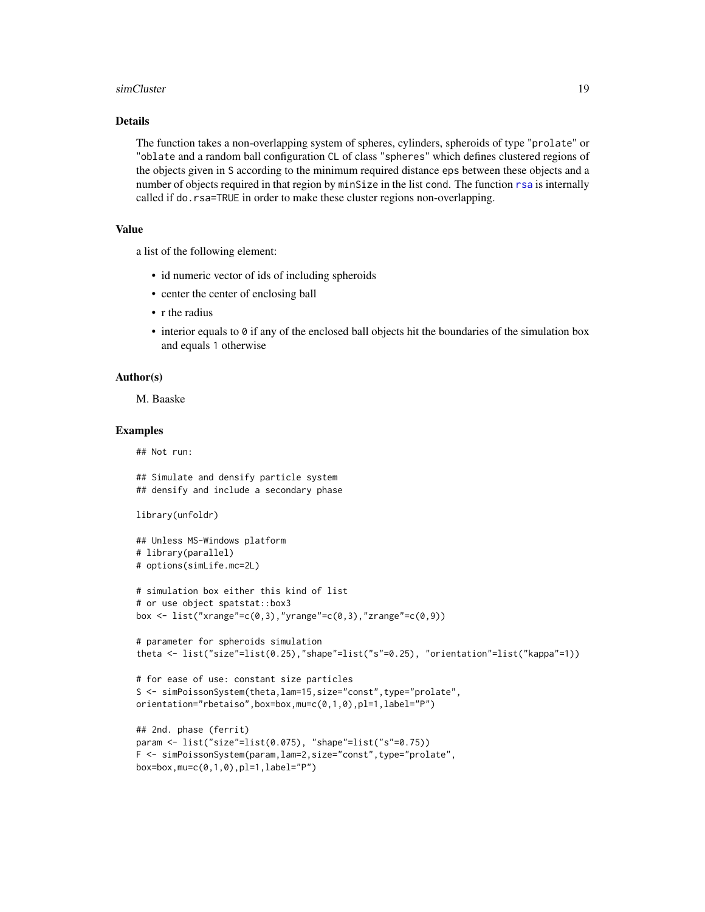## Details

The function takes a non-overlapping system of spheres, cylinders, spheroids of type "prolate" or "oblate and a random ball configuration CL of class "spheres" which defines clustered regions of the objects given in S according to the minimum required distance eps between these objects and a number of objects required in that region by minSize in the list cond. The function rsa is internally called if do.rsa=TRUE in order to make these cluster regions non-overlapping.

## Value

a list of the following element:

- id numeric vector of ids of including spheroids
- center the center of enclosing ball
- r the radius
- interior equals to 0 if any of the enclosed ball objects hit the boundaries of the simulation box and equals 1 otherwise

## Author(s)

M. Baaske

## Examples

```
## Not run:

## Simulate and densify particle system
## densify and include a secondary phase

library(unfoldr)

## Unless MS-Windows platform
# library(parallel)
# options(simLife.mc=2L)

# simulation box either this kind of list
# or use object spatstat::box3
box <- list("xrange"=c(0,3),"yrange"=c(0,3),"zrange"=c(0,9))

# parameter for spheroids simulation
theta <- list("size"=list(0.25),"shape"=list("s"=0.25), "orientation"=list("kappa"=1))

# for ease of use: constant size particles
S <- simPoissonSystem(theta,lam=15,size="const",type="prolate",
orientation="rbetaiso",box=box,mu=c(0,1,0),pl=1,label="P")

## 2nd. phase (ferrit)
param <- list("size"=list(0.075), "shape"=list("s"=0.75))
F <- simPoissonSystem(param,lam=2,size="const",type="prolate",
box=box,mu=c(0,1,0),pl=1,label="P")
```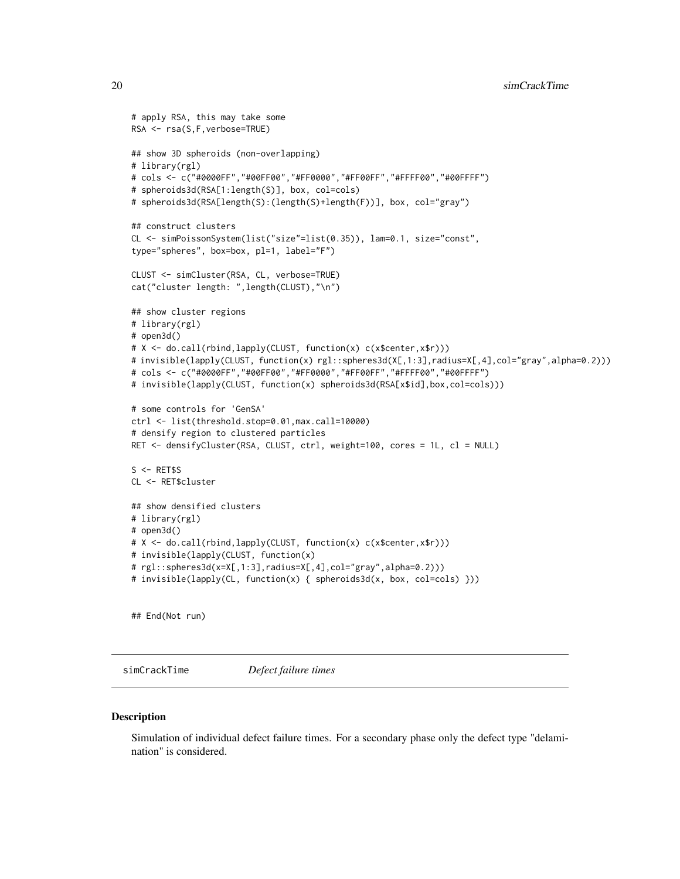```
# apply RSA, this may take some
RSA <- rsa(S,F,verbose=TRUE)

## show 3D spheroids (non-overlapping)
# library(rgl)
# cols <- c("#0000FF","#00FF00","#FF0000","#FF00FF","#FFFF00","#00FFFF")
# spheroids3d(RSA[1:length(S)], box, col=cols)
# spheroids3d(RSA[length(S):(length(S)+length(F))], box, col="gray")

## construct clusters
CL <- simPoissonSystem(list("size"=list(0.35)), lam=0.1, size="const",
type="spheres", box=box, pl=1, label="F")

CLUST <- simCluster(RSA, CL, verbose=TRUE)
cat("cluster length: ",length(CLUST),"\n")

## show cluster regions
# library(rgl)
# open3d()
# X <- do.call(rbind,lapply(CLUST, function(x) c(x$center,x$r)))
# invisible(lapply(CLUST, function(x) rgl::spheres3d(X[,1:3],radius=X[,4],col="gray",alpha=0.2)))
# cols <- c("#0000FF","#00FF00","#FF0000","#FF00FF","#FFFF00","#00FFFF")
# invisible(lapply(CLUST, function(x) spheroids3d(RSA[x$id],box,col=cols)))

# some controls for 'GenSA'
ctrl <- list(threshold.stop=0.01,max.call=10000)
# densify region to clustered particles
RET <- densifyCluster(RSA, CLUST, ctrl, weight=100, cores = 1L, cl = NULL)

S <- RET$S
CL <- RET$cluster

## show densified clusters
# library(rgl)
# open3d()
# X <- do.call(rbind,lapply(CLUST, function(x) c(x$center,x$r)))
# invisible(lapply(CLUST, function(x)
# rgl::spheres3d(x=X[,1:3],radius=X[,4],col="gray",alpha=0.2)))
# invisible(lapply(CL, function(x) { spheroids3d(x, box, col=cols) }))


## End(Not run)
```

---

## simCrackTime *Defect failure times*

### Description

Simulation of individual defect failure times. For a secondary phase only the defect type "delamination" is considered.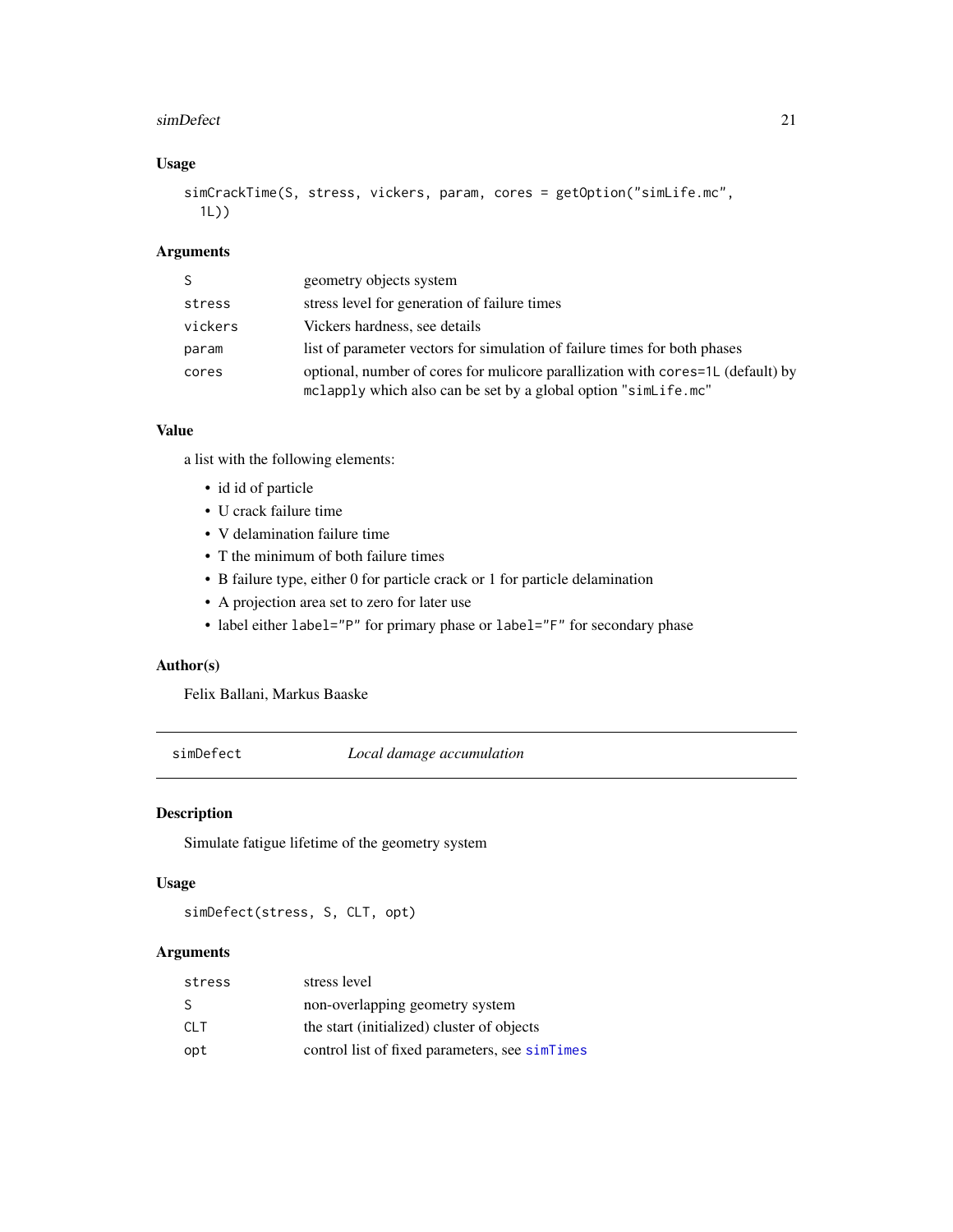### Usage

```
simCrackTime(S, stress, vickers, param, cores = getOption("simLife.mc",
  1L))
```

### Arguments

| | |
|---|---|
| S | geometry objects system |
| stress | stress level for generation of failure times |
| vickers | Vickers hardness, see details |
| param | list of parameter vectors for simulation of failure times for both phases |
| cores | optional, number of cores for mulicore parallization with `cores=1L` (default) by `mclapply` which also can be set by a global option `"simLife.mc"` |

### Value

a list with the following elements:

- id id of particle
- U crack failure time
- V delamination failure time
- T the minimum of both failure times
- B failure type, either 0 for particle crack or 1 for particle delamination
- A projection area set to zero for later use
- label either `label="P"` for primary phase or `label="F"` for secondary phase

### Author(s)

Felix Ballani, Markus Baaske

---

## simDefect *Local damage accumulation*

---

### Description

Simulate fatigue lifetime of the geometry system

### Usage

```
simDefect(stress, S, CLT, opt)
```

### Arguments

| | |
|---|---|
| stress | stress level |
| S | non-overlapping geometry system |
| CLT | the start (initialized) cluster of objects |
| opt | control list of fixed parameters, see `simTimes` |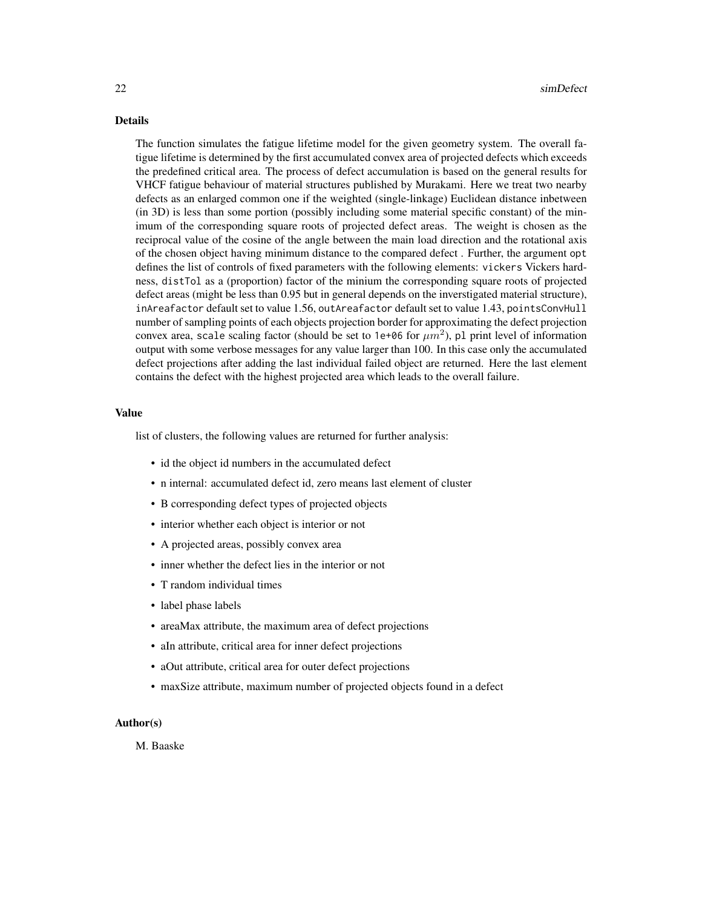## Details

The function simulates the fatigue lifetime model for the given geometry system. The overall fatigue lifetime is determined by the first accumulated convex area of projected defects which exceeds the predefined critical area. The process of defect accumulation is based on the general results for VHCF fatigue behaviour of material structures published by Murakami. Here we treat two nearby defects as an enlarged common one if the weighted (single-linkage) Euclidean distance inbetween (in 3D) is less than some portion (possibly including some material specific constant) of the minimum of the corresponding square roots of projected defect areas. The weight is chosen as the reciprocal value of the cosine of the angle between the main load direction and the rotational axis of the chosen object having minimum distance to the compared defect . Further, the argument `opt` defines the list of controls of fixed parameters with the following elements: `vickers` Vickers hardness, `distTol` as a (proportion) factor of the minium the corresponding square roots of projected defect areas (might be less than 0.95 but in general depends on the inverstigated material structure), `inAreafactor` default set to value 1.56, `outAreafactor` default set to value 1.43, `pointsConvHull` number of sampling points of each objects projection border for approximating the defect projection convex area, `scale` scaling factor (should be set to `1e+06` for $\mu m^2$), `pl` print level of information output with some verbose messages for any value larger than 100. In this case only the accumulated defect projections after adding the last individual failed object are returned. Here the last element contains the defect with the highest projected area which leads to the overall failure.

## Value

list of clusters, the following values are returned for further analysis:

- id the object id numbers in the accumulated defect
- n internal: accumulated defect id, zero means last element of cluster
- B corresponding defect types of projected objects
- interior whether each object is interior or not
- A projected areas, possibly convex area
- inner whether the defect lies in the interior or not
- T random individual times
- label phase labels
- areaMax attribute, the maximum area of defect projections
- aIn attribute, critical area for inner defect projections
- aOut attribute, critical area for outer defect projections
- maxSize attribute, maximum number of projected objects found in a defect

## Author(s)

M. Baaske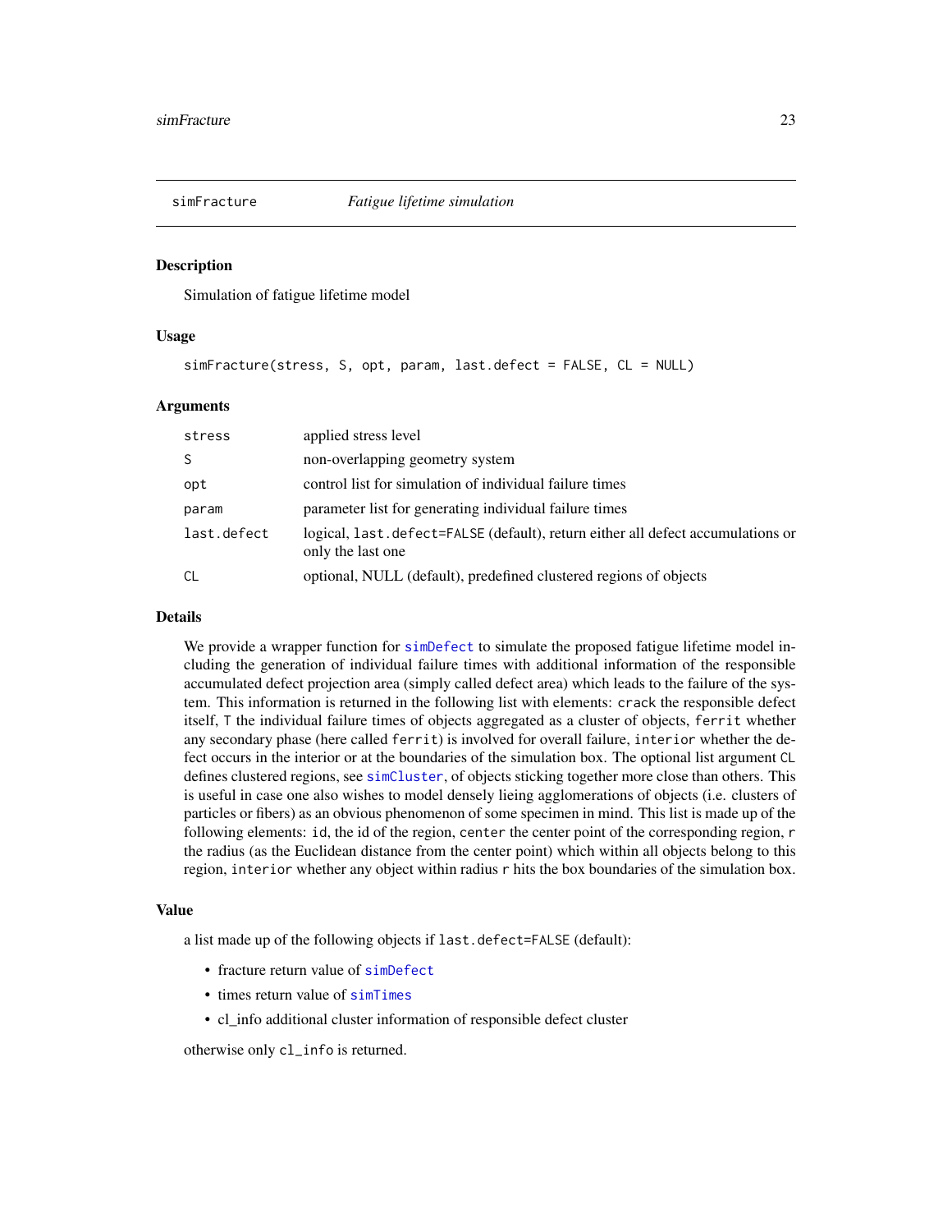## simFracture — *Fatigue lifetime simulation*

### Description

Simulation of fatigue lifetime model

### Usage

```
simFracture(stress, S, opt, param, last.defect = FALSE, CL = NULL)
```

### Arguments

| | |
|---|---|
| stress | applied stress level |
| S | non-overlapping geometry system |
| opt | control list for simulation of individual failure times |
| param | parameter list for generating individual failure times |
| last.defect | logical, last.defect=FALSE (default), return either all defect accumulations or only the last one |
| CL | optional, NULL (default), predefined clustered regions of objects |

### Details

We provide a wrapper function for simDefect to simulate the proposed fatigue lifetime model including the generation of individual failure times with additional information of the responsible accumulated defect projection area (simply called defect area) which leads to the failure of the system. This information is returned in the following list with elements: crack the responsible defect itself, T the individual failure times of objects aggregated as a cluster of objects, ferrit whether any secondary phase (here called ferrit) is involved for overall failure, interior whether the defect occurs in the interior or at the boundaries of the simulation box. The optional list argument CL defines clustered regions, see simCluster, of objects sticking together more close than others. This is useful in case one also wishes to model densely lieing agglomerations of objects (i.e. clusters of particles or fibers) as an obvious phenomenon of some specimen in mind. This list is made up of the following elements: id, the id of the region, center the center point of the corresponding region, r the radius (as the Euclidean distance from the center point) which within all objects belong to this region, interior whether any object within radius r hits the box boundaries of the simulation box.

### Value

a list made up of the following objects if last.defect=FALSE (default):

- fracture return value of simDefect
- times return value of simTimes
- cl_info additional cluster information of responsible defect cluster

otherwise only cl_info is returned.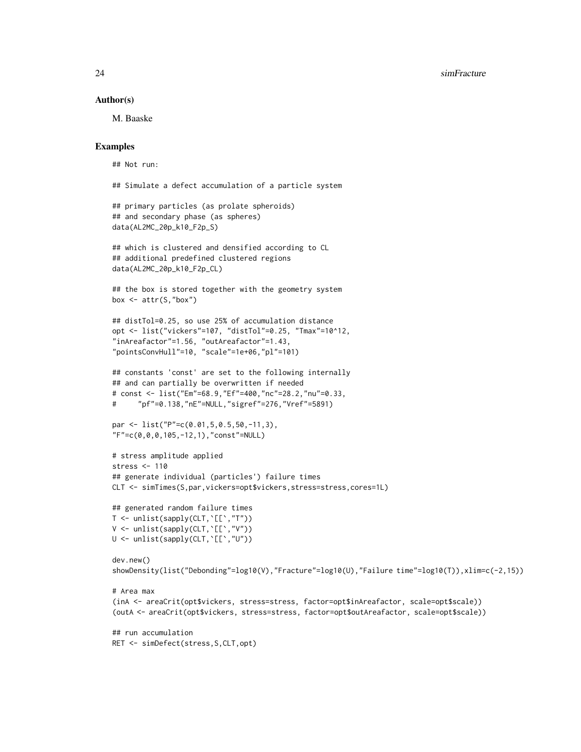### Author(s)

M. Baaske

### Examples

```
## Not run:

## Simulate a defect accumulation of a particle system

## primary particles (as prolate spheroids)
## and secondary phase (as spheres)
data(AL2MC_20p_k10_F2p_S)

## which is clustered and densified according to CL
## additional predefined clustered regions
data(AL2MC_20p_k10_F2p_CL)

## the box is stored together with the geometry system
box <- attr(S,"box")

## distTol=0.25, so use 25% of accumulation distance
opt <- list("vickers"=107, "distTol"=0.25, "Tmax"=10^12,
"inAreafactor"=1.56, "outAreafactor"=1.43,
"pointsConvHull"=10, "scale"=1e+06,"pl"=101)

## constants 'const' are set to the following internally
## and can partially be overwritten if needed
# const <- list("Em"=68.9,"Ef"=400,"nc"=28.2,"nu"=0.33,
#      "pf"=0.138,"nE"=NULL,"sigref"=276,"Vref"=5891)

par <- list("P"=c(0.01,5,0.5,50,-11,3),
"F"=c(0,0,0,105,-12,1),"const"=NULL)

# stress amplitude applied
stress <- 110
## generate individual (particles') failure times
CLT <- simTimes(S,par,vickers=opt$vickers,stress=stress,cores=1L)

## generated random failure times
T <- unlist(sapply(CLT,`[[`,"T"))
V <- unlist(sapply(CLT,`[[`,"V"))
U <- unlist(sapply(CLT,`[[`,"U"))

dev.new()
showDensity(list("Debonding"=log10(V),"Fracture"=log10(U),"Failure time"=log10(T)),xlim=c(-2,15))

# Area max
(inA <- areaCrit(opt$vickers, stress=stress, factor=opt$inAreafactor, scale=opt$scale))
(outA <- areaCrit(opt$vickers, stress=stress, factor=opt$outAreafactor, scale=opt$scale))

## run accumulation
RET <- simDefect(stress,S,CLT,opt)
```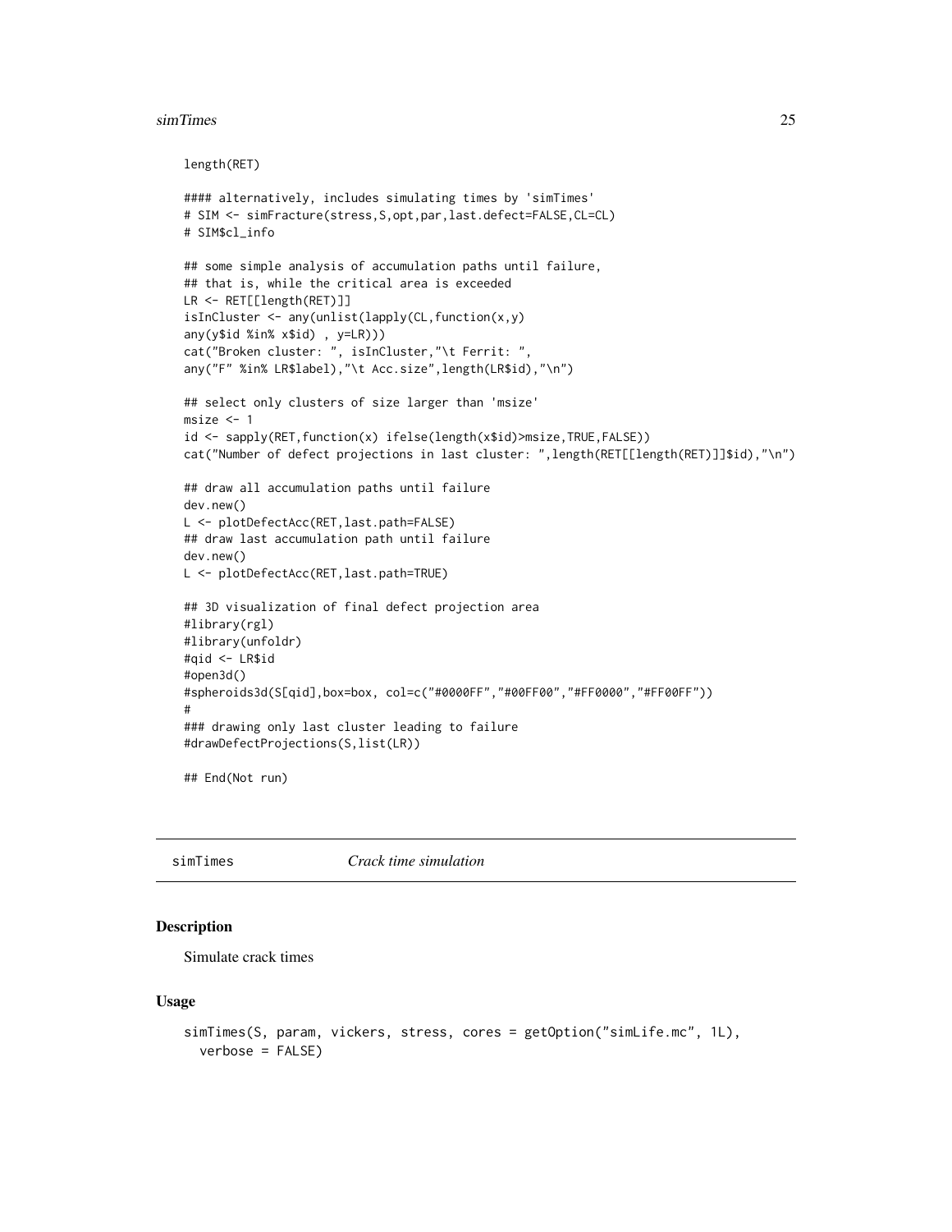```
length(RET)

#### alternatively, includes simulating times by 'simTimes'
# SIM <- simFracture(stress,S,opt,par,last.defect=FALSE,CL=CL)
# SIM$cl_info

## some simple analysis of accumulation paths until failure,
## that is, while the critical area is exceeded
LR <- RET[[length(RET)]]
isInCluster <- any(unlist(lapply(CL,function(x,y)
any(y$id %in% x$id) , y=LR)))
cat("Broken cluster: ", isInCluster,"\t Ferrit: ",
any("F" %in% LR$label),"\t Acc.size",length(LR$id),"\n")

## select only clusters of size larger than 'msize'
msize <- 1
id <- sapply(RET,function(x) ifelse(length(x$id)>msize,TRUE,FALSE))
cat("Number of defect projections in last cluster: ",length(RET[[length(RET)]]$id),"\n")

## draw all accumulation paths until failure
dev.new()
L <- plotDefectAcc(RET,last.path=FALSE)
## draw last accumulation path until failure
dev.new()
L <- plotDefectAcc(RET,last.path=TRUE)

## 3D visualization of final defect projection area
#library(rgl)
#library(unfoldr)
#qid <- LR$id
#open3d()
#spheroids3d(S[qid],box=box, col=c("#0000FF","#00FF00","#FF0000","#FF00FF"))
#
### drawing only last cluster leading to failure
#drawDefectProjections(S,list(LR))

## End(Not run)
```

---

## simTimes — *Crack time simulation*

### Description

Simulate crack times

### Usage

```
simTimes(S, param, vickers, stress, cores = getOption("simLife.mc", 1L),
  verbose = FALSE)
```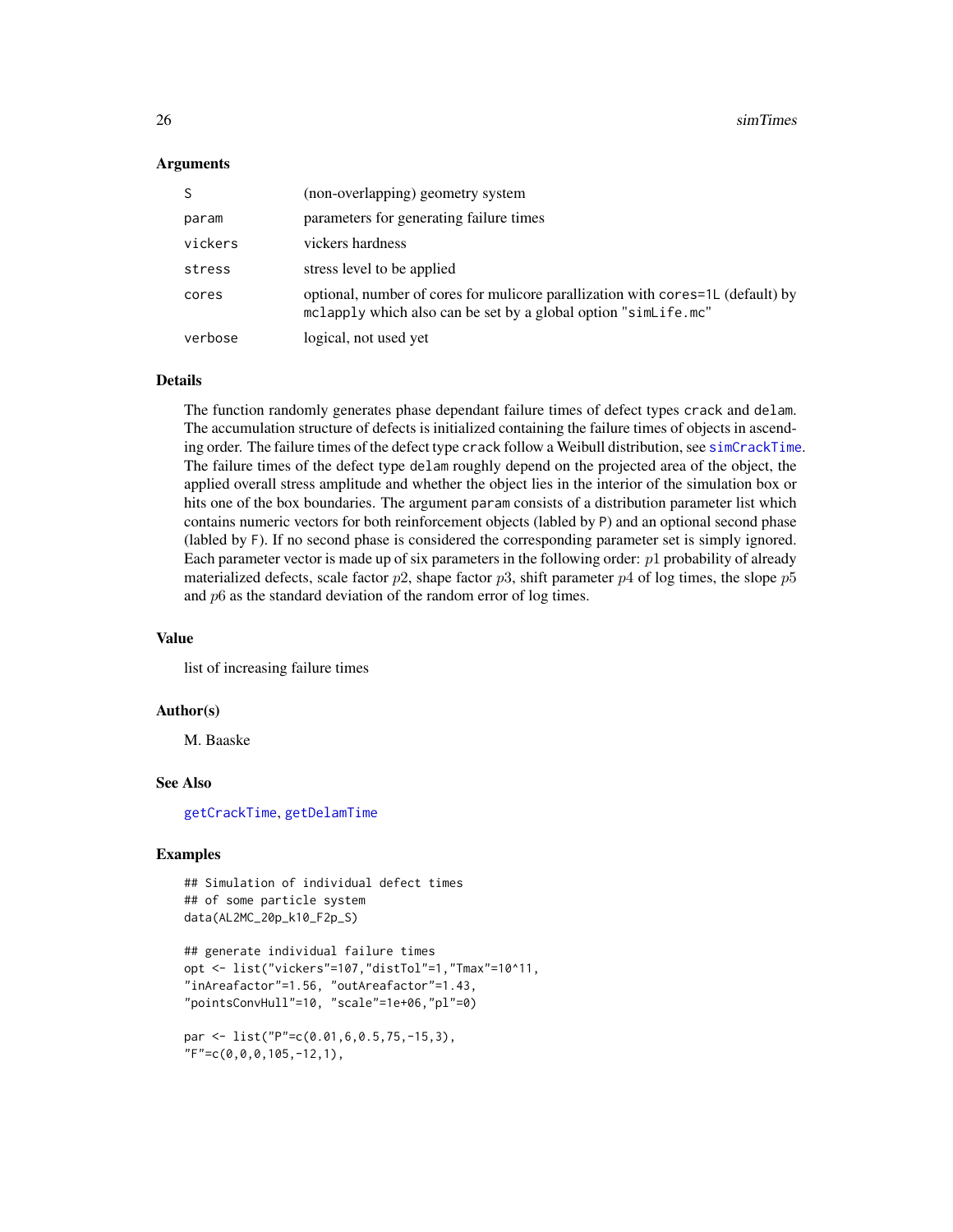### Arguments

| | |
|---|---|
| S | (non-overlapping) geometry system |
| param | parameters for generating failure times |
| vickers | vickers hardness |
| stress | stress level to be applied |
| cores | optional, number of cores for mulicore parallization with cores=1L (default) by mclapply which also can be set by a global option "simLife.mc" |
| verbose | logical, not used yet |

### Details

The function randomly generates phase dependant failure times of defect types crack and delam. The accumulation structure of defects is initialized containing the failure times of objects in ascending order. The failure times of the defect type crack follow a Weibull distribution, see simCrackTime. The failure times of the defect type delam roughly depend on the projected area of the object, the applied overall stress amplitude and whether the object lies in the interior of the simulation box or hits one of the box boundaries. The argument param consists of a distribution parameter list which contains numeric vectors for both reinforcement objects (labled by P) and an optional second phase (labled by F). If no second phase is considered the corresponding parameter set is simply ignored. Each parameter vector is made up of six parameters in the following order: $p1$ probability of already materialized defects, scale factor $p2$, shape factor $p3$, shift parameter $p4$ of log times, the slope $p5$ and $p6$ as the standard deviation of the random error of log times.

### Value

list of increasing failure times

### Author(s)

M. Baaske

### See Also

getCrackTime, getDelamTime

### Examples

```
## Simulation of individual defect times
## of some particle system
data(AL2MC_20p_k10_F2p_S)

## generate individual failure times
opt <- list("vickers"=107,"distTol"=1,"Tmax"=10^11,
"inAreafactor"=1.56, "outAreafactor"=1.43,
"pointsConvHull"=10, "scale"=1e+06,"pl"=0)

par <- list("P"=c(0.01,6,0.5,75,-15,3),
"F"=c(0,0,0,105,-12,1),
```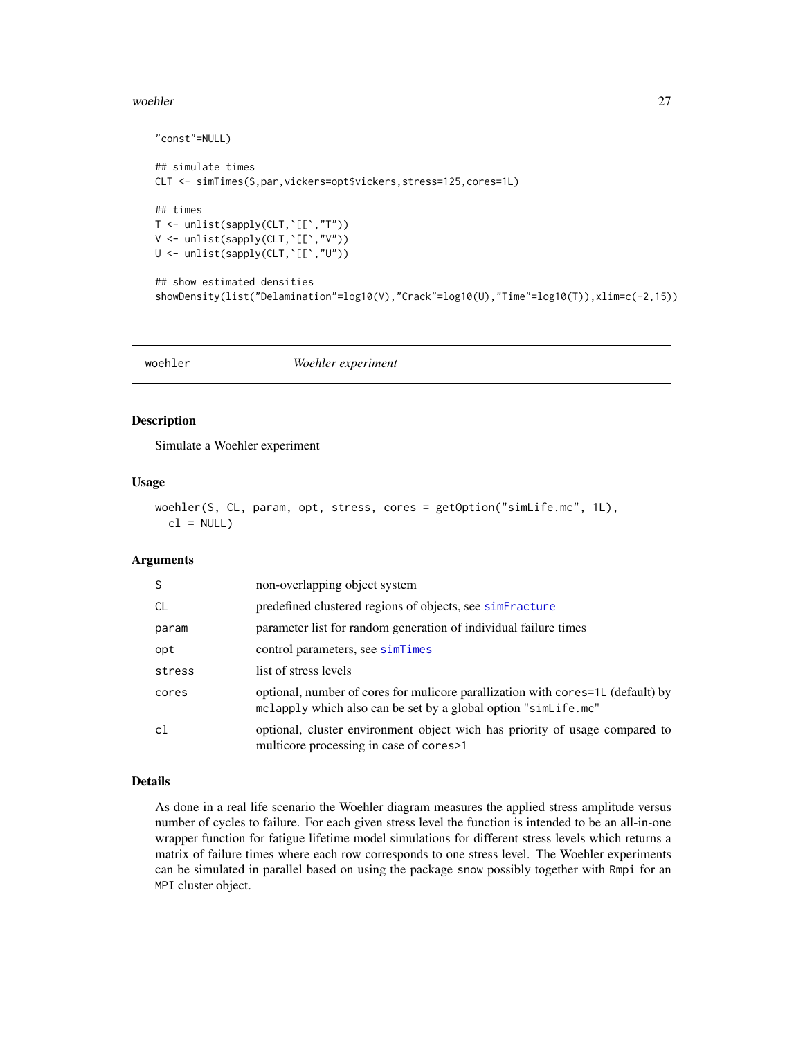```
"const"=NULL)

## simulate times
CLT <- simTimes(S,par,vickers=opt$vickers,stress=125,cores=1L)

## times
T <- unlist(sapply(CLT,`[[`,"T"))
V <- unlist(sapply(CLT,`[[`,"V"))
U <- unlist(sapply(CLT,`[[`,"U"))

## show estimated densities
showDensity(list("Delamination"=log10(V),"Crack"=log10(U),"Time"=log10(T)),xlim=c(-2,15))
```

---

## woehler — *Woehler experiment*

### Description

Simulate a Woehler experiment

### Usage

```
woehler(S, CL, param, opt, stress, cores = getOption("simLife.mc", 1L),
  cl = NULL)
```

### Arguments

| | |
|---|---|
| S | non-overlapping object system |
| CL | predefined clustered regions of objects, see `simFracture` |
| param | parameter list for random generation of individual failure times |
| opt | control parameters, see `simTimes` |
| stress | list of stress levels |
| cores | optional, number of cores for mulicore parallization with `cores=1L` (default) by `mclapply` which also can be set by a global option `"simLife.mc"` |
| cl | optional, cluster environment object wich has priority of usage compared to multicore processing in case of `cores>1` |

### Details

As done in a real life scenario the Woehler diagram measures the applied stress amplitude versus number of cycles to failure. For each given stress level the function is intended to be an all-in-one wrapper function for fatigue lifetime model simulations for different stress levels which returns a matrix of failure times where each row corresponds to one stress level. The Woehler experiments can be simulated in parallel based on using the package `snow` possibly together with `Rmpi` for an `MPI` cluster object.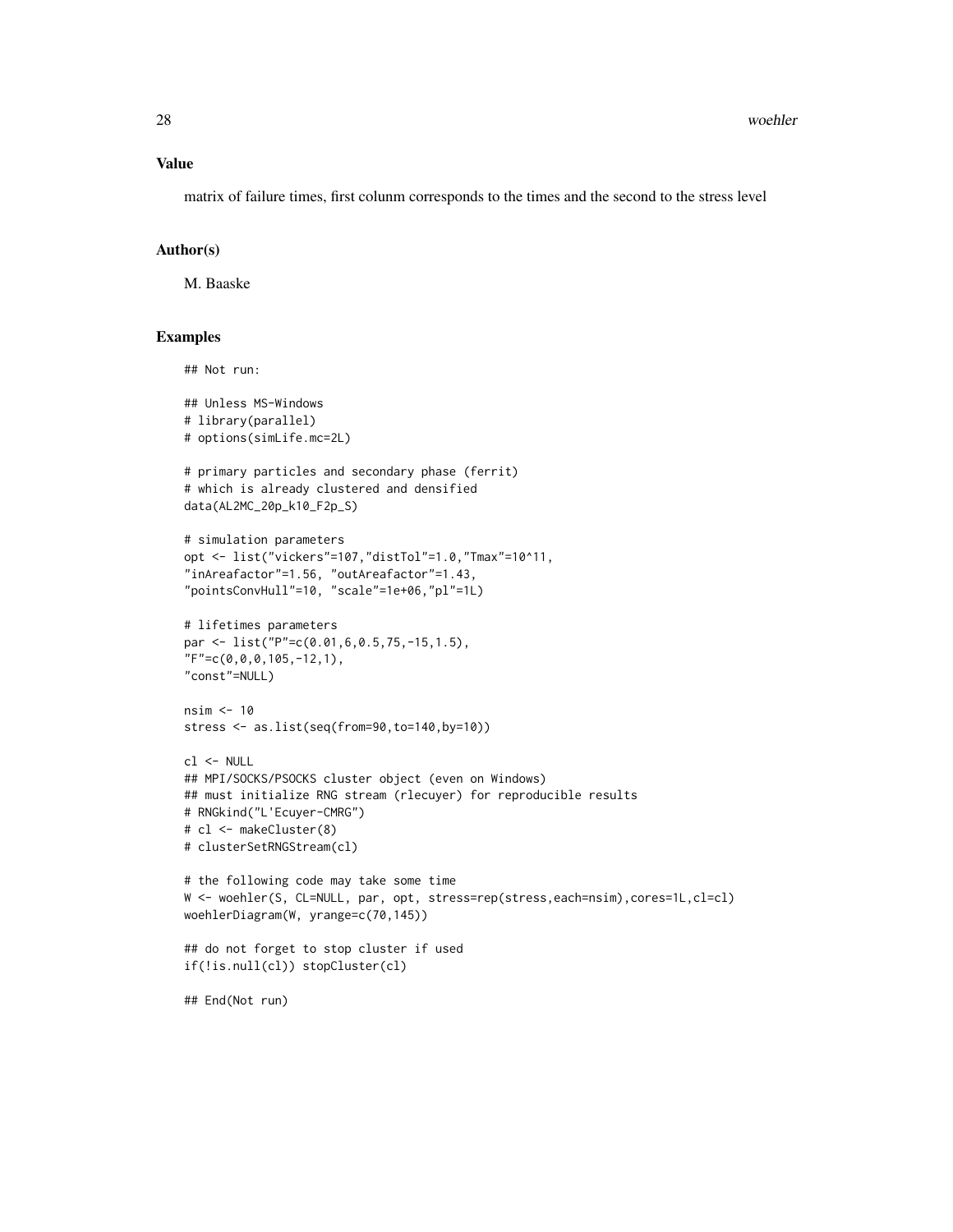## Value

matrix of failure times, first colunm corresponds to the times and the second to the stress level

## Author(s)

M. Baaske

## Examples

```
## Not run:

## Unless MS-Windows
# library(parallel)
# options(simLife.mc=2L)

# primary particles and secondary phase (ferrit)
# which is already clustered and densified
data(AL2MC_20p_k10_F2p_S)

# simulation parameters
opt <- list("vickers"=107,"distTol"=1.0,"Tmax"=10^11,
"inAreafactor"=1.56, "outAreafactor"=1.43,
"pointsConvHull"=10, "scale"=1e+06,"pl"=1L)

# lifetimes parameters
par <- list("P"=c(0.01,6,0.5,75,-15,1.5),
"F"=c(0,0,0,105,-12,1),
"const"=NULL)

nsim <- 10
stress <- as.list(seq(from=90,to=140,by=10))

cl <- NULL
## MPI/SOCKS/PSOCKS cluster object (even on Windows)
## must initialize RNG stream (rlecuyer) for reproducible results
# RNGkind("L'Ecuyer-CMRG")
# cl <- makeCluster(8)
# clusterSetRNGStream(cl)

# the following code may take some time
W <- woehler(S, CL=NULL, par, opt, stress=rep(stress,each=nsim),cores=1L,cl=cl)
woehlerDiagram(W, yrange=c(70,145))

## do not forget to stop cluster if used
if(!is.null(cl)) stopCluster(cl)

## End(Not run)
```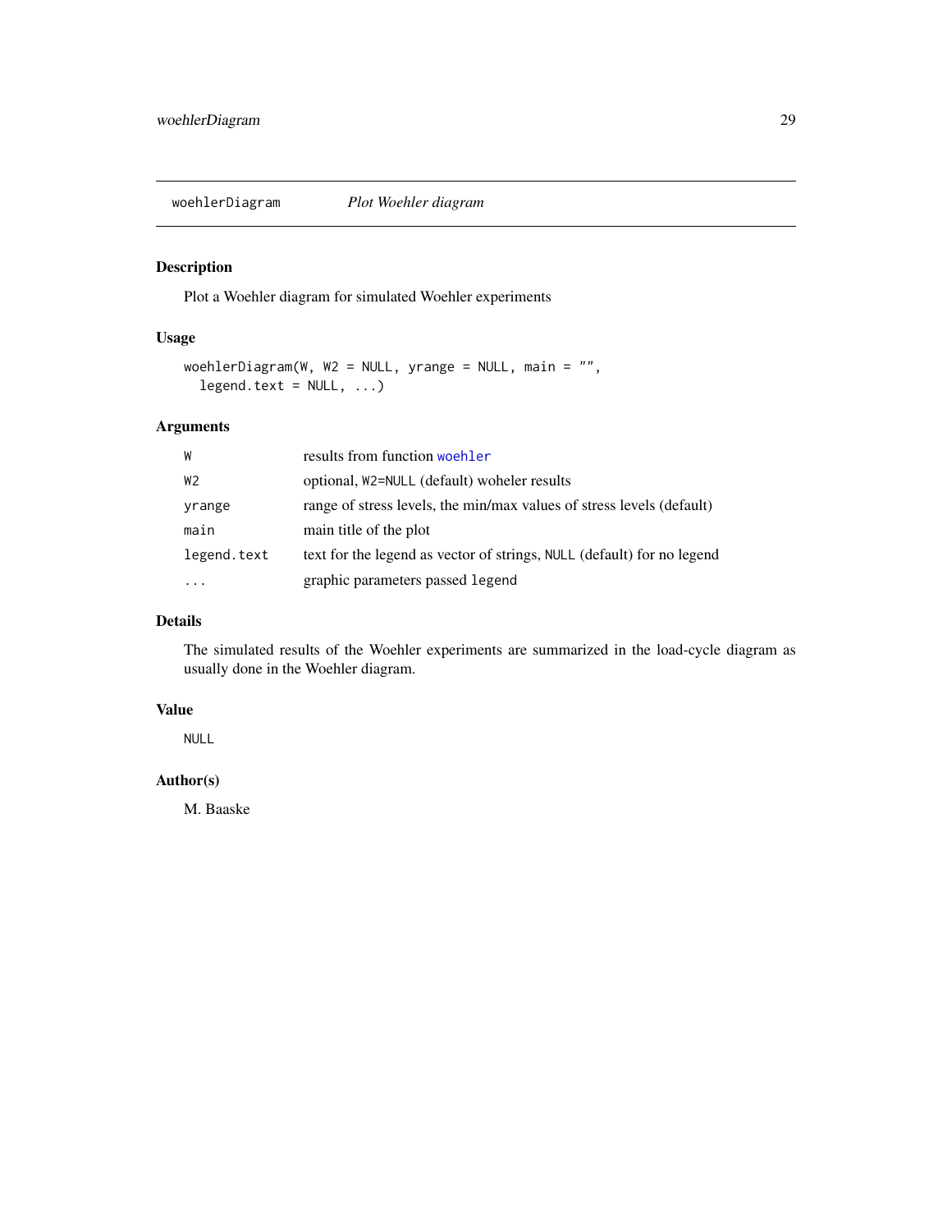## woehlerDiagram — *Plot Woehler diagram*

### Description

Plot a Woehler diagram for simulated Woehler experiments

### Usage

```
woehlerDiagram(W, W2 = NULL, yrange = NULL, main = "",
  legend.text = NULL, ...)
```

### Arguments

| | |
|---|---|
| `W` | results from function `woehler` |
| `W2` | optional, `W2=NULL` (default) woheler results |
| `yrange` | range of stress levels, the min/max values of stress levels (default) |
| `main` | main title of the plot |
| `legend.text` | text for the legend as vector of strings, `NULL` (default) for no legend |
| `...` | graphic parameters passed `legend` |

### Details

The simulated results of the Woehler experiments are summarized in the load-cycle diagram as usually done in the Woehler diagram.

### Value

`NULL`

### Author(s)

M. Baaske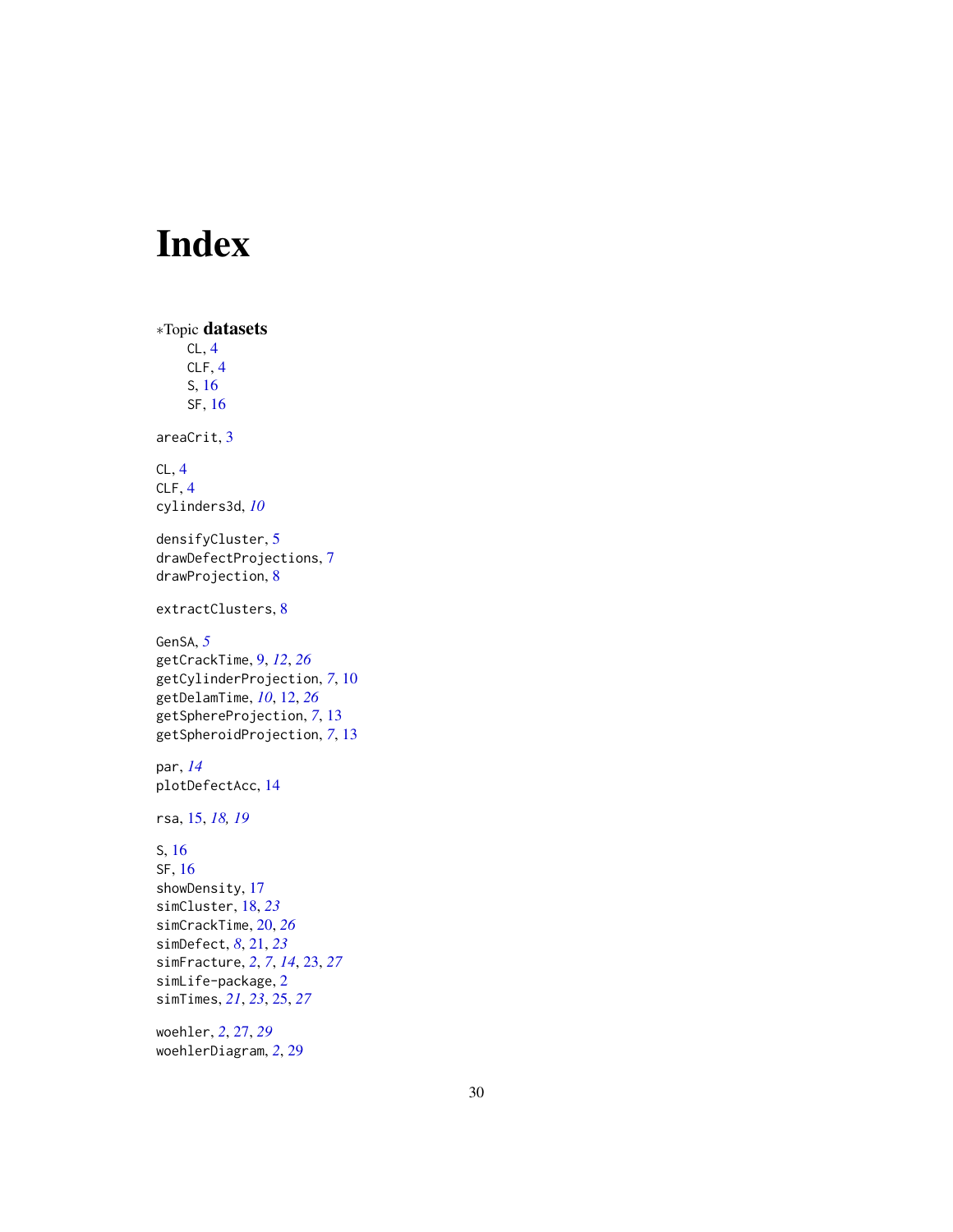# Index

∗Topic **datasets**
- CL, 4
- CLF, 4
- S, 16
- SF, 16

areaCrit, 3

CL, 4
CLF, 4
cylinders3d, *10*

densifyCluster, 5
drawDefectProjections, 7
drawProjection, 8

extractClusters, 8

GenSA, *5*
getCrackTime, 9, *12*, *26*
getCylinderProjection, *7*, 10
getDelamTime, *10*, 12, *26*
getSphereProjection, *7*, 13
getSpheroidProjection, *7*, 13

par, *14*
plotDefectAcc, 14

rsa, 15, *18*, *19*

S, 16
SF, 16
showDensity, 17
simCluster, 18, *23*
simCrackTime, 20, *26*
simDefect, *8*, 21, *23*
simFracture, *2*, *7*, *14*, 23, *27*
simLife-package, 2
simTimes, *21*, *23*, 25, *27*

woehler, *2*, 27, *29*
woehlerDiagram, *2*, 29